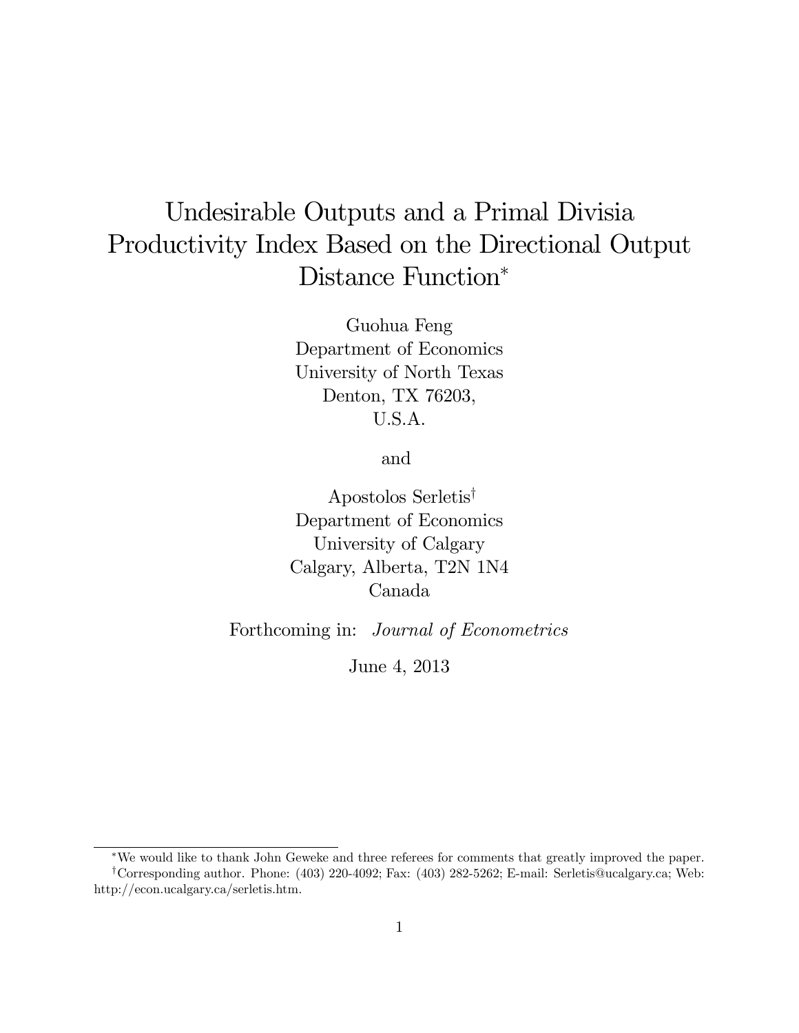# Undesirable Outputs and a Primal Divisia Productivity Index Based on the Directional Output Distance Function*

Guohua Feng
Department of Economics
University of North Texas
Denton, TX 76203,
U.S.A.

and

Apostolos Serletis†
Department of Economics
University of Calgary
Calgary, Alberta, T2N 1N4
Canada

Forthcoming in: *Journal of Econometrics*

June 4, 2013

---

*We would like to thank John Geweke and three referees for comments that greatly improved the paper.

†Corresponding author. Phone: (403) 220-4092; Fax: (403) 282-5262; E-mail: Serletis@ucalgary.ca; Web: http://econ.ucalgary.ca/serletis.htm.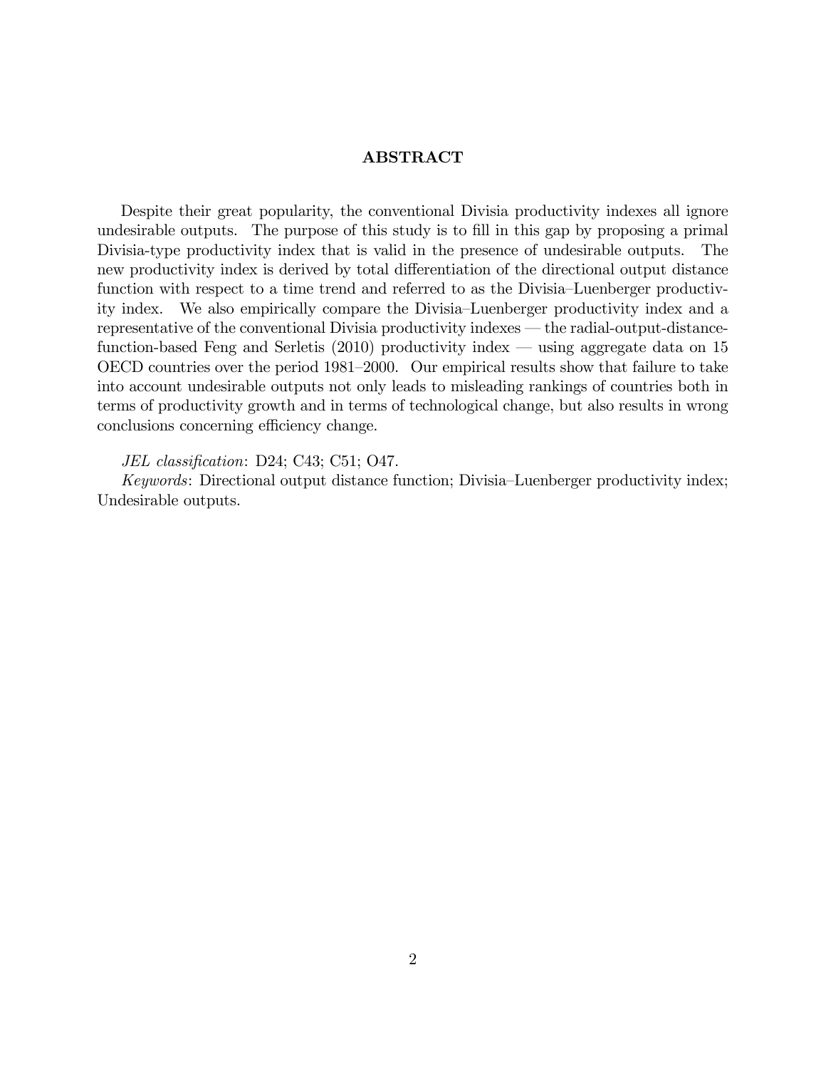## ABSTRACT

Despite their great popularity, the conventional Divisia productivity indexes all ignore undesirable outputs. The purpose of this study is to fill in this gap by proposing a primal Divisia-type productivity index that is valid in the presence of undesirable outputs. The new productivity index is derived by total differentiation of the directional output distance function with respect to a time trend and referred to as the Divisia–Luenberger productivity index. We also empirically compare the Divisia–Luenberger productivity index and a representative of the conventional Divisia productivity indexes — the radial-output-distance-function-based Feng and Serletis (2010) productivity index — using aggregate data on 15 OECD countries over the period 1981–2000. Our empirical results show that failure to take into account undesirable outputs not only leads to misleading rankings of countries both in terms of productivity growth and in terms of technological change, but also results in wrong conclusions concerning efficiency change.

*JEL classification*: D24; C43; C51; O47.

*Keywords*: Directional output distance function; Divisia–Luenberger productivity index; Undesirable outputs.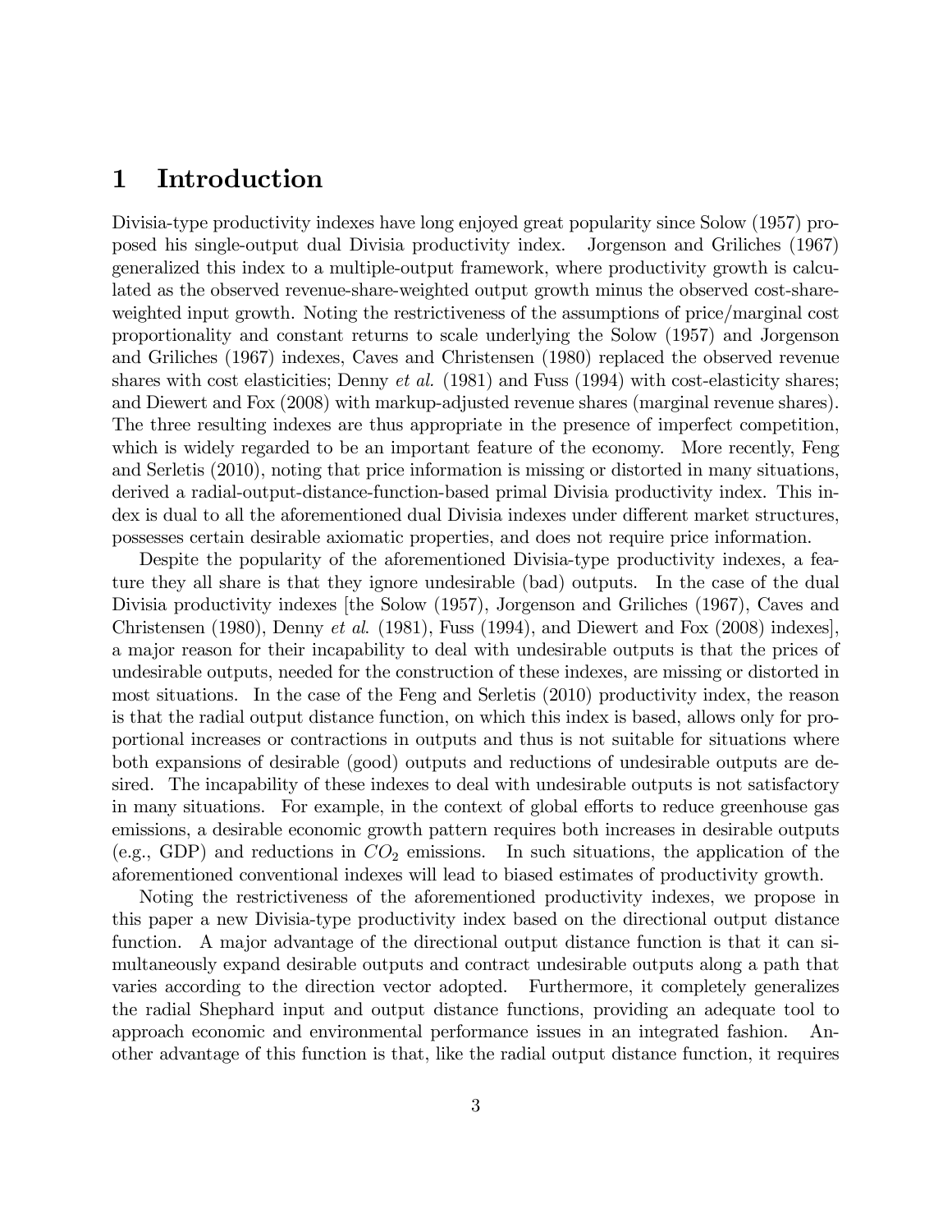# 1 Introduction

Divisia-type productivity indexes have long enjoyed great popularity since Solow (1957) proposed his single-output dual Divisia productivity index. Jorgenson and Griliches (1967) generalized this index to a multiple-output framework, where productivity growth is calculated as the observed revenue-share-weighted output growth minus the observed cost-share-weighted input growth. Noting the restrictiveness of the assumptions of price/marginal cost proportionality and constant returns to scale underlying the Solow (1957) and Jorgenson and Griliches (1967) indexes, Caves and Christensen (1980) replaced the observed revenue shares with cost elasticities; Denny *et al.* (1981) and Fuss (1994) with cost-elasticity shares; and Diewert and Fox (2008) with markup-adjusted revenue shares (marginal revenue shares). The three resulting indexes are thus appropriate in the presence of imperfect competition, which is widely regarded to be an important feature of the economy. More recently, Feng and Serletis (2010), noting that price information is missing or distorted in many situations, derived a radial-output-distance-function-based primal Divisia productivity index. This index is dual to all the aforementioned dual Divisia indexes under different market structures, possesses certain desirable axiomatic properties, and does not require price information.

Despite the popularity of the aforementioned Divisia-type productivity indexes, a feature they all share is that they ignore undesirable (bad) outputs. In the case of the dual Divisia productivity indexes [the Solow (1957), Jorgenson and Griliches (1967), Caves and Christensen (1980), Denny *et al.* (1981), Fuss (1994), and Diewert and Fox (2008) indexes], a major reason for their incapability to deal with undesirable outputs is that the prices of undesirable outputs, needed for the construction of these indexes, are missing or distorted in most situations. In the case of the Feng and Serletis (2010) productivity index, the reason is that the radial output distance function, on which this index is based, allows only for proportional increases or contractions in outputs and thus is not suitable for situations where both expansions of desirable (good) outputs and reductions of undesirable outputs are desired. The incapability of these indexes to deal with undesirable outputs is not satisfactory in many situations. For example, in the context of global efforts to reduce greenhouse gas emissions, a desirable economic growth pattern requires both increases in desirable outputs (e.g., GDP) and reductions in $CO_2$ emissions. In such situations, the application of the aforementioned conventional indexes will lead to biased estimates of productivity growth.

Noting the restrictiveness of the aforementioned productivity indexes, we propose in this paper a new Divisia-type productivity index based on the directional output distance function. A major advantage of the directional output distance function is that it can simultaneously expand desirable outputs and contract undesirable outputs along a path that varies according to the direction vector adopted. Furthermore, it completely generalizes the radial Shephard input and output distance functions, providing an adequate tool to approach economic and environmental performance issues in an integrated fashion. Another advantage of this function is that, like the radial output distance function, it requires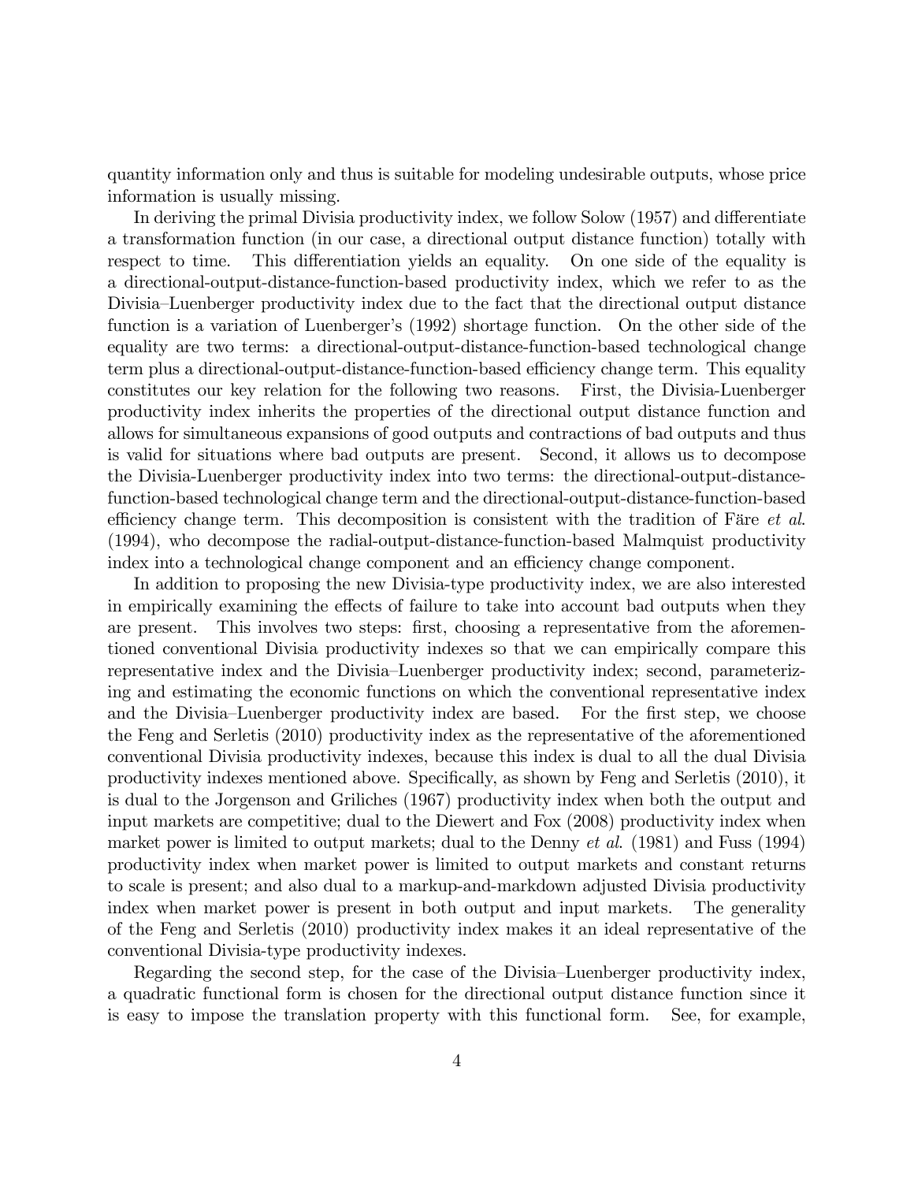quantity information only and thus is suitable for modeling undesirable outputs, whose price information is usually missing.

In deriving the primal Divisia productivity index, we follow Solow (1957) and differentiate a transformation function (in our case, a directional output distance function) totally with respect to time. This differentiation yields an equality. On one side of the equality is a directional-output-distance-function-based productivity index, which we refer to as the Divisia–Luenberger productivity index due to the fact that the directional output distance function is a variation of Luenberger's (1992) shortage function. On the other side of the equality are two terms: a directional-output-distance-function-based technological change term plus a directional-output-distance-function-based efficiency change term. This equality constitutes our key relation for the following two reasons. First, the Divisia-Luenberger productivity index inherits the properties of the directional output distance function and allows for simultaneous expansions of good outputs and contractions of bad outputs and thus is valid for situations where bad outputs are present. Second, it allows us to decompose the Divisia-Luenberger productivity index into two terms: the directional-output-distance-function-based technological change term and the directional-output-distance-function-based efficiency change term. This decomposition is consistent with the tradition of Färe *et al.* (1994), who decompose the radial-output-distance-function-based Malmquist productivity index into a technological change component and an efficiency change component.

In addition to proposing the new Divisia-type productivity index, we are also interested in empirically examining the effects of failure to take into account bad outputs when they are present. This involves two steps: first, choosing a representative from the aforementioned conventional Divisia productivity indexes so that we can empirically compare this representative index and the Divisia–Luenberger productivity index; second, parameterizing and estimating the economic functions on which the conventional representative index and the Divisia–Luenberger productivity index are based. For the first step, we choose the Feng and Serletis (2010) productivity index as the representative of the aforementioned conventional Divisia productivity indexes, because this index is dual to all the dual Divisia productivity indexes mentioned above. Specifically, as shown by Feng and Serletis (2010), it is dual to the Jorgenson and Griliches (1967) productivity index when both the output and input markets are competitive; dual to the Diewert and Fox (2008) productivity index when market power is limited to output markets; dual to the Denny *et al.* (1981) and Fuss (1994) productivity index when market power is limited to output markets and constant returns to scale is present; and also dual to a markup-and-markdown adjusted Divisia productivity index when market power is present in both output and input markets. The generality of the Feng and Serletis (2010) productivity index makes it an ideal representative of the conventional Divisia-type productivity indexes.

Regarding the second step, for the case of the Divisia–Luenberger productivity index, a quadratic functional form is chosen for the directional output distance function since it is easy to impose the translation property with this functional form. See, for example,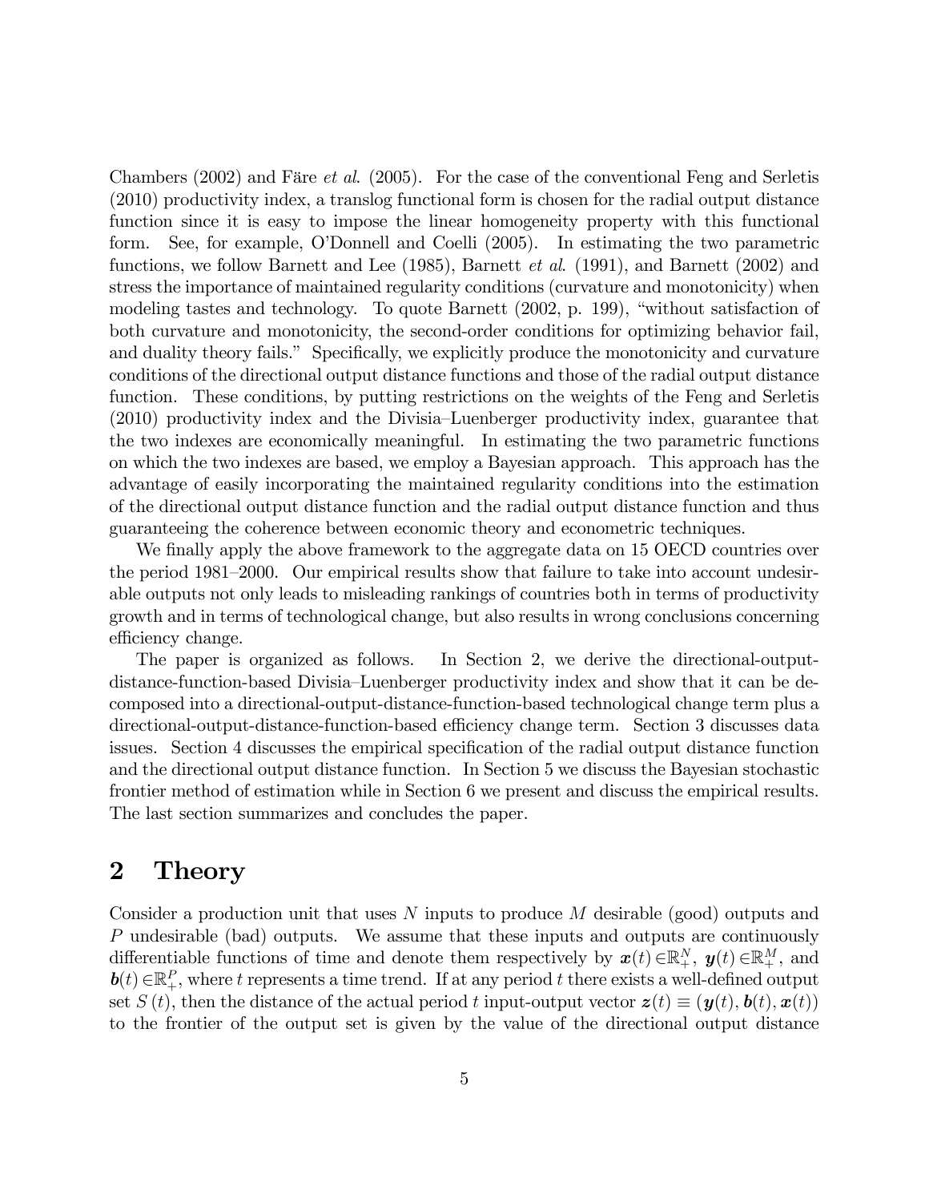Chambers (2002) and Färe *et al.* (2005). For the case of the conventional Feng and Serletis (2010) productivity index, a translog functional form is chosen for the radial output distance function since it is easy to impose the linear homogeneity property with this functional form. See, for example, O'Donnell and Coelli (2005). In estimating the two parametric functions, we follow Barnett and Lee (1985), Barnett *et al.* (1991), and Barnett (2002) and stress the importance of maintained regularity conditions (curvature and monotonicity) when modeling tastes and technology. To quote Barnett (2002, p. 199), "without satisfaction of both curvature and monotonicity, the second-order conditions for optimizing behavior fail, and duality theory fails." Specifically, we explicitly produce the monotonicity and curvature conditions of the directional output distance functions and those of the radial output distance function. These conditions, by putting restrictions on the weights of the Feng and Serletis (2010) productivity index and the Divisia–Luenberger productivity index, guarantee that the two indexes are economically meaningful. In estimating the two parametric functions on which the two indexes are based, we employ a Bayesian approach. This approach has the advantage of easily incorporating the maintained regularity conditions into the estimation of the directional output distance function and the radial output distance function and thus guaranteeing the coherence between economic theory and econometric techniques.

We finally apply the above framework to the aggregate data on 15 OECD countries over the period 1981–2000. Our empirical results show that failure to take into account undesirable outputs not only leads to misleading rankings of countries both in terms of productivity growth and in terms of technological change, but also results in wrong conclusions concerning efficiency change.

The paper is organized as follows. In Section 2, we derive the directional-output-distance-function-based Divisia–Luenberger productivity index and show that it can be decomposed into a directional-output-distance-function-based technological change term plus a directional-output-distance-function-based efficiency change term. Section 3 discusses data issues. Section 4 discusses the empirical specification of the radial output distance function and the directional output distance function. In Section 5 we discuss the Bayesian stochastic frontier method of estimation while in Section 6 we present and discuss the empirical results. The last section summarizes and concludes the paper.

## 2 Theory

Consider a production unit that uses $N$ inputs to produce $M$ desirable (good) outputs and $P$ undesirable (bad) outputs. We assume that these inputs and outputs are continuously differentiable functions of time and denote them respectively by $\boldsymbol{x}(t) \in \mathbb{R}_{+}^{N}$, $\boldsymbol{y}(t) \in \mathbb{R}_{+}^{M}$, and $\boldsymbol{b}(t) \in \mathbb{R}_{+}^{P}$, where $t$ represents a time trend. If at any period $t$ there exists a well-defined output set $S(t)$, then the distance of the actual period $t$ input-output vector $\boldsymbol{z}(t) \equiv (\boldsymbol{y}(t), \boldsymbol{b}(t), \boldsymbol{x}(t))$ to the frontier of the output set is given by the value of the directional output distance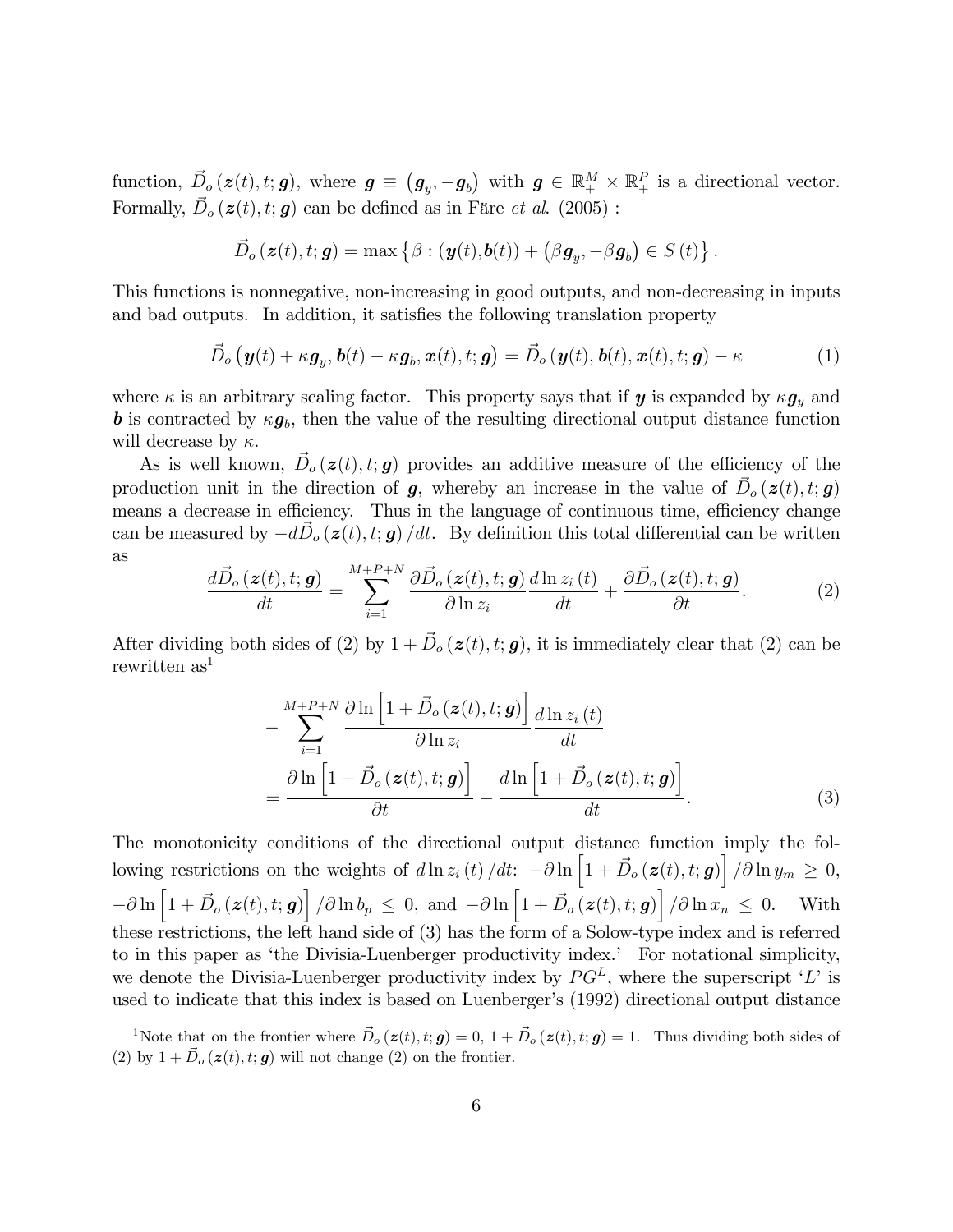function, $\vec{D}_o(\boldsymbol{z}(t), t; \boldsymbol{g})$, where $\boldsymbol{g} \equiv (\boldsymbol{g}_y, -\boldsymbol{g}_b)$ with $\boldsymbol{g} \in \mathbb{R}_+^M \times \mathbb{R}_+^P$ is a directional vector. Formally, $\vec{D}_o(\boldsymbol{z}(t), t; \boldsymbol{g})$ can be defined as in Färe *et al.* (2005) :

$$\vec{D}_o(\boldsymbol{z}(t), t; \boldsymbol{g}) = \max\left\{\beta : (\boldsymbol{y}(t), \boldsymbol{b}(t)) + (\beta \boldsymbol{g}_y, -\beta \boldsymbol{g}_b) \in S(t)\right\}.$$

This functions is nonnegative, non-increasing in good outputs, and non-decreasing in inputs and bad outputs. In addition, it satisfies the following translation property

$$\vec{D}_o(\boldsymbol{y}(t) + \kappa \boldsymbol{g}_y, \boldsymbol{b}(t) - \kappa \boldsymbol{g}_b, \boldsymbol{x}(t), t; \boldsymbol{g}) = \vec{D}_o(\boldsymbol{y}(t), \boldsymbol{b}(t), \boldsymbol{x}(t), t; \boldsymbol{g}) - \kappa \tag{1}$$

where $\kappa$ is an arbitrary scaling factor. This property says that if $\boldsymbol{y}$ is expanded by $\kappa \boldsymbol{g}_y$ and $\boldsymbol{b}$ is contracted by $\kappa \boldsymbol{g}_b$, then the value of the resulting directional output distance function will decrease by $\kappa$.

As is well known, $\vec{D}_o(\boldsymbol{z}(t), t; \boldsymbol{g})$ provides an additive measure of the efficiency of the production unit in the direction of $\boldsymbol{g}$, whereby an increase in the value of $\vec{D}_o(\boldsymbol{z}(t), t; \boldsymbol{g})$ means a decrease in efficiency. Thus in the language of continuous time, efficiency change can be measured by $-d\vec{D}_o(\boldsymbol{z}(t), t; \boldsymbol{g})/dt$. By definition this total differential can be written as

$$\frac{d\vec{D}_o(\boldsymbol{z}(t), t; \boldsymbol{g})}{dt} = \sum_{i=1}^{M+P+N} \frac{\partial \vec{D}_o(\boldsymbol{z}(t), t; \boldsymbol{g})}{\partial \ln z_i} \frac{d \ln z_i(t)}{dt} + \frac{\partial \vec{D}_o(\boldsymbol{z}(t), t; \boldsymbol{g})}{\partial t}. \tag{2}$$

After dividing both sides of (2) by $1 + \vec{D}_o(\boldsymbol{z}(t), t; \boldsymbol{g})$, it is immediately clear that (2) can be rewritten as[1]

$$\begin{aligned} & -\sum_{i=1}^{M+P+N} \frac{\partial \ln\left[1 + \vec{D}_o(\boldsymbol{z}(t), t; \boldsymbol{g})\right]}{\partial \ln z_i} \frac{d \ln z_i(t)}{dt} \\ &= \frac{\partial \ln\left[1 + \vec{D}_o(\boldsymbol{z}(t), t; \boldsymbol{g})\right]}{\partial t} - \frac{d \ln\left[1 + \vec{D}_o(\boldsymbol{z}(t), t; \boldsymbol{g})\right]}{dt}. \end{aligned} \tag{3}$$

The monotonicity conditions of the directional output distance function imply the following restrictions on the weights of $d \ln z_i(t)/dt$: $-\partial \ln\left[1 + \vec{D}_o(\boldsymbol{z}(t), t; \boldsymbol{g})\right]/\partial \ln y_m \geq 0$, $-\partial \ln\left[1 + \vec{D}_o(\boldsymbol{z}(t), t; \boldsymbol{g})\right]/\partial \ln b_p \leq 0$, and $-\partial \ln\left[1 + \vec{D}_o(\boldsymbol{z}(t), t; \boldsymbol{g})\right]/\partial \ln x_n \leq 0$. With these restrictions, the left hand side of (3) has the form of a Solow-type index and is referred to in this paper as 'the Divisia-Luenberger productivity index.' For notational simplicity, we denote the Divisia-Luenberger productivity index by $PG^L$, where the superscript '$L$' is used to indicate that this index is based on Luenberger's (1992) directional output distance

---

[1] Note that on the frontier where $\vec{D}_o(\boldsymbol{z}(t), t; \boldsymbol{g}) = 0$, $1 + \vec{D}_o(\boldsymbol{z}(t), t; \boldsymbol{g}) = 1$. Thus dividing both sides of (2) by $1 + \vec{D}_o(\boldsymbol{z}(t), t; \boldsymbol{g})$ will not change (2) on the frontier.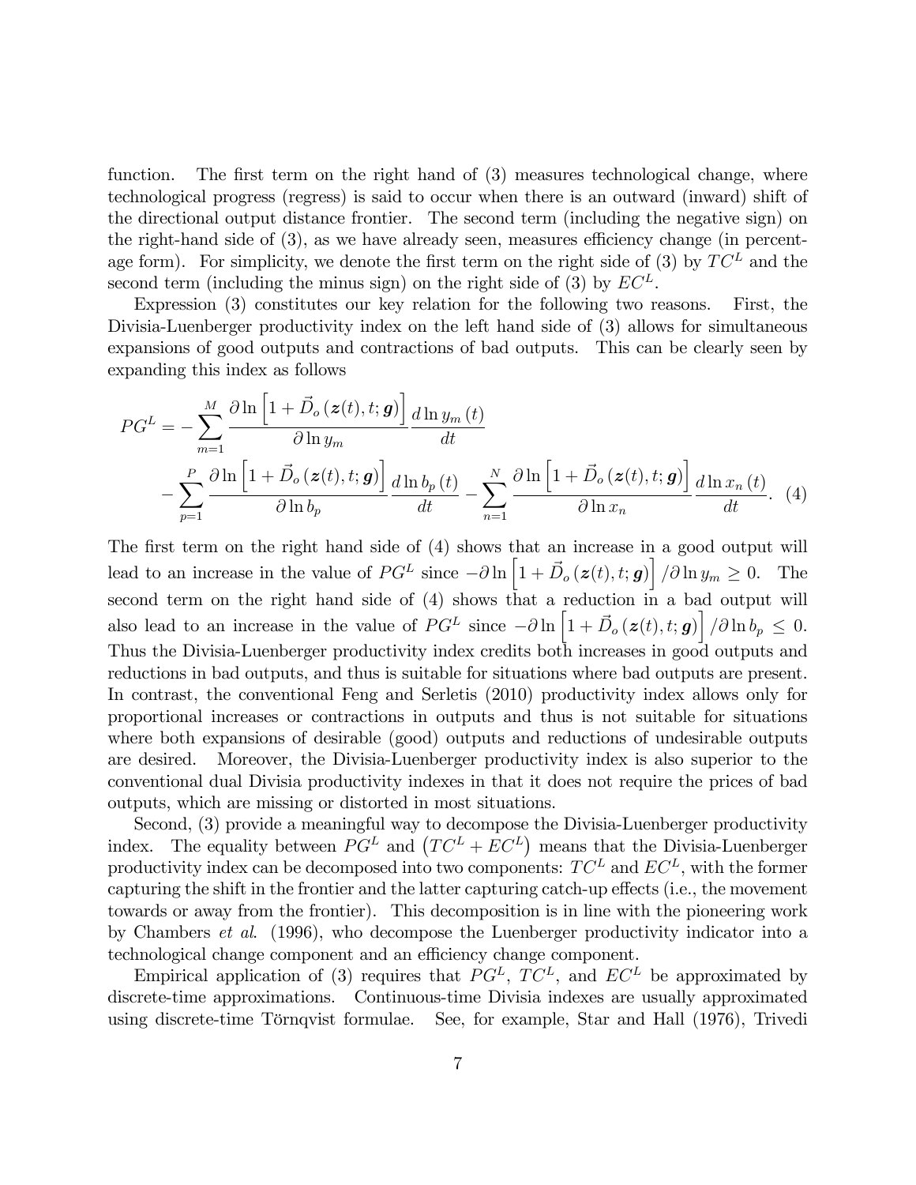function. The first term on the right hand of (3) measures technological change, where technological progress (regress) is said to occur when there is an outward (inward) shift of the directional output distance frontier. The second term (including the negative sign) on the right-hand side of (3), as we have already seen, measures efficiency change (in percentage form). For simplicity, we denote the first term on the right side of (3) by $TC^L$ and the second term (including the minus sign) on the right side of (3) by $EC^L$.

Expression (3) constitutes our key relation for the following two reasons. First, the Divisia-Luenberger productivity index on the left hand side of (3) allows for simultaneous expansions of good outputs and contractions of bad outputs. This can be clearly seen by expanding this index as follows

$$
\begin{aligned}
PG^L = & -\sum_{m=1}^{M} \frac{\partial \ln \left[1 + \vec{D}_o\left(\boldsymbol{z}(t), t; \boldsymbol{g}\right)\right]}{\partial \ln y_m} \frac{d \ln y_m(t)}{dt} \\
& -\sum_{p=1}^{P} \frac{\partial \ln \left[1 + \vec{D}_o\left(\boldsymbol{z}(t), t; \boldsymbol{g}\right)\right]}{\partial \ln b_p} \frac{d \ln b_p(t)}{dt} - \sum_{n=1}^{N} \frac{\partial \ln \left[1 + \vec{D}_o\left(\boldsymbol{z}(t), t; \boldsymbol{g}\right)\right]}{\partial \ln x_n} \frac{d \ln x_n(t)}{dt}. \quad (4)
\end{aligned}
$$

The first term on the right hand side of (4) shows that an increase in a good output will lead to an increase in the value of $PG^L$ since $-\partial \ln \left[1 + \vec{D}_o\left(\boldsymbol{z}(t), t; \boldsymbol{g}\right)\right] / \partial \ln y_m \geq 0$. The second term on the right hand side of (4) shows that a reduction in a bad output will also lead to an increase in the value of $PG^L$ since $-\partial \ln \left[1 + \vec{D}_o\left(\boldsymbol{z}(t), t; \boldsymbol{g}\right)\right] / \partial \ln b_p \leq 0$. Thus the Divisia-Luenberger productivity index credits both increases in good outputs and reductions in bad outputs, and thus is suitable for situations where bad outputs are present. In contrast, the conventional Feng and Serletis (2010) productivity index allows only for proportional increases or contractions in outputs and thus is not suitable for situations where both expansions of desirable (good) outputs and reductions of undesirable outputs are desired. Moreover, the Divisia-Luenberger productivity index is also superior to the conventional dual Divisia productivity indexes in that it does not require the prices of bad outputs, which are missing or distorted in most situations.

Second, (3) provide a meaningful way to decompose the Divisia-Luenberger productivity index. The equality between $PG^L$ and $\left(TC^L + EC^L\right)$ means that the Divisia-Luenberger productivity index can be decomposed into two components: $TC^L$ and $EC^L$, with the former capturing the shift in the frontier and the latter capturing catch-up effects (i.e., the movement towards or away from the frontier). This decomposition is in line with the pioneering work by Chambers *et al*. (1996), who decompose the Luenberger productivity indicator into a technological change component and an efficiency change component.

Empirical application of (3) requires that $PG^L$, $TC^L$, and $EC^L$ be approximated by discrete-time approximations. Continuous-time Divisia indexes are usually approximated using discrete-time Törnqvist formulae. See, for example, Star and Hall (1976), Trivedi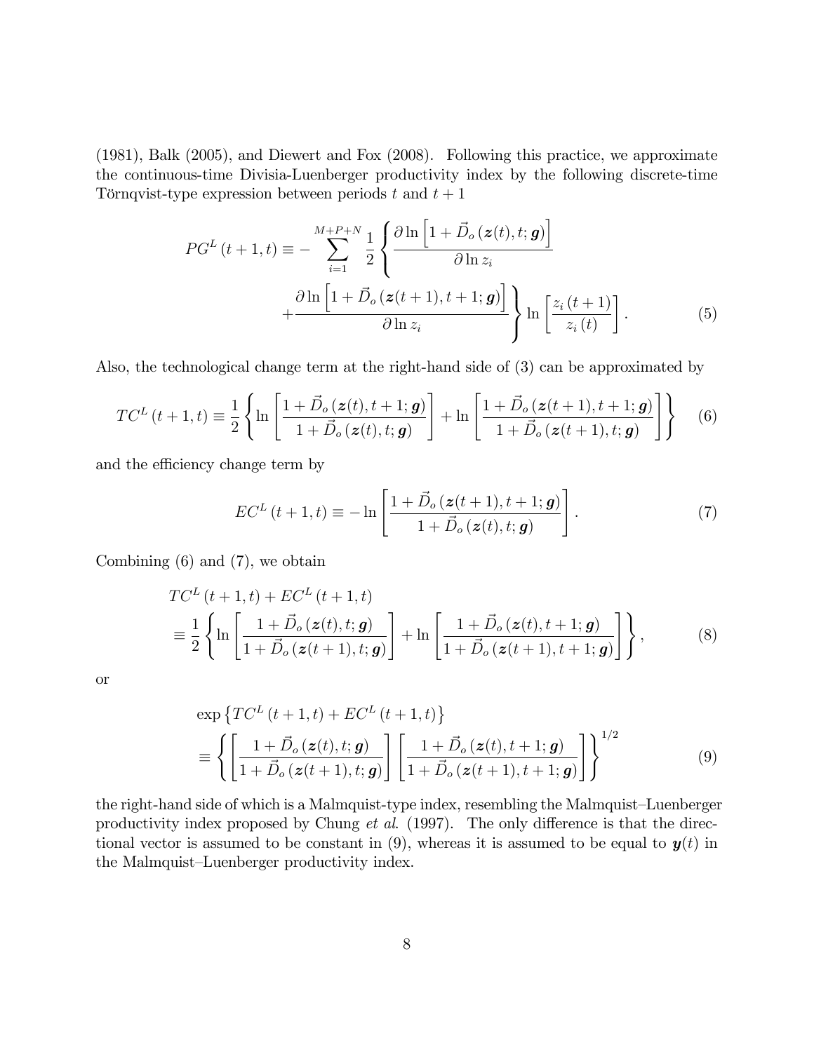(1981), Balk (2005), and Diewert and Fox (2008). Following this practice, we approximate the continuous-time Divisia-Luenberger productivity index by the following discrete-time Törnqvist-type expression between periods $t$ and $t+1$

$$PG^{L}(t+1,t) \equiv -\sum_{i=1}^{M+P+N} \frac{1}{2} \left\{ \frac{\partial \ln \left[ 1+\vec{D}_o\left(\boldsymbol{z}(t),t;\boldsymbol{g}\right) \right]}{\partial \ln z_i} + \frac{\partial \ln \left[ 1+\vec{D}_o\left(\boldsymbol{z}(t+1),t+1;\boldsymbol{g}\right) \right]}{\partial \ln z_i} \right\} \ln \left[ \frac{z_i(t+1)}{z_i(t)} \right]. \tag{5}$$

Also, the technological change term at the right-hand side of (3) can be approximated by

$$TC^{L}(t+1,t) \equiv \frac{1}{2} \left\{ \ln \left[ \frac{1+\vec{D}_o\left(\boldsymbol{z}(t),t+1;\boldsymbol{g}\right)}{1+\vec{D}_o\left(\boldsymbol{z}(t),t;\boldsymbol{g}\right)} \right] + \ln \left[ \frac{1+\vec{D}_o\left(\boldsymbol{z}(t+1),t+1;\boldsymbol{g}\right)}{1+\vec{D}_o\left(\boldsymbol{z}(t+1),t;\boldsymbol{g}\right)} \right] \right\} \tag{6}$$

and the efficiency change term by

$$EC^{L}(t+1,t) \equiv -\ln \left[ \frac{1+\vec{D}_o\left(\boldsymbol{z}(t+1),t+1;\boldsymbol{g}\right)}{1+\vec{D}_o\left(\boldsymbol{z}(t),t;\boldsymbol{g}\right)} \right]. \tag{7}$$

Combining (6) and (7), we obtain

$$\begin{aligned} & TC^{L}(t+1,t) + EC^{L}(t+1,t) \\ & \equiv \frac{1}{2} \left\{ \ln \left[ \frac{1+\vec{D}_o\left(\boldsymbol{z}(t),t;\boldsymbol{g}\right)}{1+\vec{D}_o\left(\boldsymbol{z}(t+1),t;\boldsymbol{g}\right)} \right] + \ln \left[ \frac{1+\vec{D}_o\left(\boldsymbol{z}(t),t+1;\boldsymbol{g}\right)}{1+\vec{D}_o\left(\boldsymbol{z}(t+1),t+1;\boldsymbol{g}\right)} \right] \right\}, \end{aligned} \tag{8}$$

or

$$\begin{aligned} & \exp\left\{TC^{L}(t+1,t) + EC^{L}(t+1,t)\right\} \\ & \equiv \left\{ \left[ \frac{1+\vec{D}_o\left(\boldsymbol{z}(t),t;\boldsymbol{g}\right)}{1+\vec{D}_o\left(\boldsymbol{z}(t+1),t;\boldsymbol{g}\right)} \right] \left[ \frac{1+\vec{D}_o\left(\boldsymbol{z}(t),t+1;\boldsymbol{g}\right)}{1+\vec{D}_o\left(\boldsymbol{z}(t+1),t+1;\boldsymbol{g}\right)} \right] \right\}^{1/2} \end{aligned} \tag{9}$$

the right-hand side of which is a Malmquist-type index, resembling the Malmquist–Luenberger productivity index proposed by Chung *et al*. (1997). The only difference is that the directional vector is assumed to be constant in (9), whereas it is assumed to be equal to $\boldsymbol{y}(t)$ in the Malmquist–Luenberger productivity index.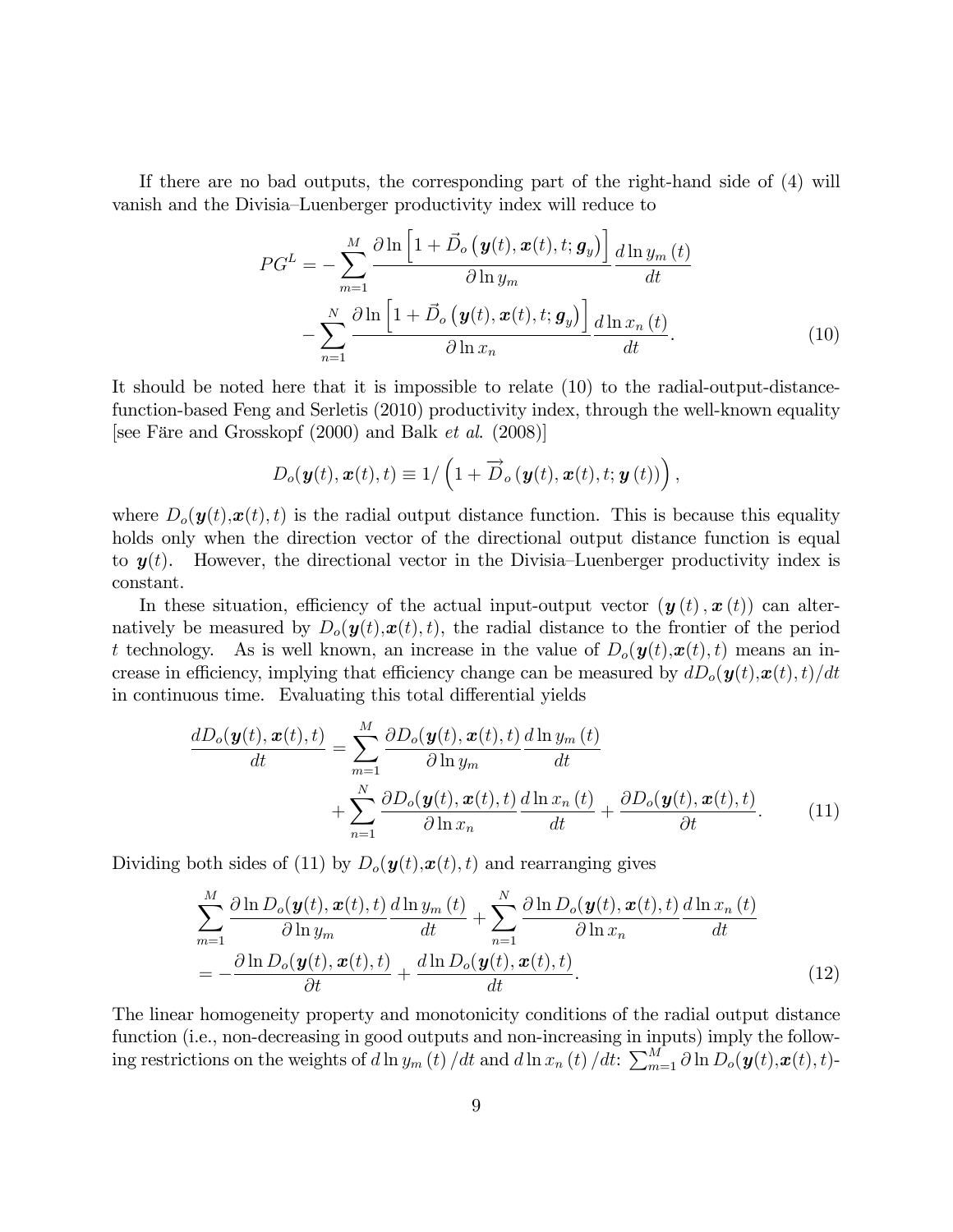If there are no bad outputs, the corresponding part of the right-hand side of (4) will vanish and the Divisia–Luenberger productivity index will reduce to

$$
\begin{aligned}
PG^L = &-\sum_{m=1}^{M} \frac{\partial \ln\left[1 + \vec{D}_o\left(\boldsymbol{y}(t), \boldsymbol{x}(t), t; \boldsymbol{g}_y\right)\right]}{\partial \ln y_m} \frac{d \ln y_m(t)}{dt} \\
&-\sum_{n=1}^{N} \frac{\partial \ln\left[1 + \vec{D}_o\left(\boldsymbol{y}(t), \boldsymbol{x}(t), t; \boldsymbol{g}_y\right)\right]}{\partial \ln x_n} \frac{d \ln x_n(t)}{dt}. \qquad (10)
\end{aligned}
$$

It should be noted here that it is impossible to relate (10) to the radial-output-distance-function-based Feng and Serletis (2010) productivity index, through the well-known equality [see Färe and Grosskopf (2000) and Balk *et al.* (2008)]

$$
D_o(\boldsymbol{y}(t), \boldsymbol{x}(t), t) \equiv 1/\left(1 + \overrightarrow{D}_o\left(\boldsymbol{y}(t), \boldsymbol{x}(t), t; \boldsymbol{y}(t)\right)\right),
$$

where $D_o(\boldsymbol{y}(t),\boldsymbol{x}(t), t)$ is the radial output distance function. This is because this equality holds only when the direction vector of the directional output distance function is equal to $\boldsymbol{y}(t)$. However, the directional vector in the Divisia–Luenberger productivity index is constant.

In these situation, efficiency of the actual input-output vector $(\boldsymbol{y}(t), \boldsymbol{x}(t))$ can alternatively be measured by $D_o(\boldsymbol{y}(t),\boldsymbol{x}(t), t)$, the radial distance to the frontier of the period $t$ technology. As is well known, an increase in the value of $D_o(\boldsymbol{y}(t),\boldsymbol{x}(t), t)$ means an increase in efficiency, implying that efficiency change can be measured by $dD_o(\boldsymbol{y}(t),\boldsymbol{x}(t), t)/dt$ in continuous time. Evaluating this total differential yields

$$
\begin{aligned}
\frac{dD_o(\boldsymbol{y}(t), \boldsymbol{x}(t), t)}{dt} = &\sum_{m=1}^{M} \frac{\partial D_o(\boldsymbol{y}(t), \boldsymbol{x}(t), t)}{\partial \ln y_m} \frac{d \ln y_m(t)}{dt} \\
&+ \sum_{n=1}^{N} \frac{\partial D_o(\boldsymbol{y}(t), \boldsymbol{x}(t), t)}{\partial \ln x_n} \frac{d \ln x_n(t)}{dt} + \frac{\partial D_o(\boldsymbol{y}(t), \boldsymbol{x}(t), t)}{\partial t}. \qquad (11)
\end{aligned}
$$

Dividing both sides of (11) by $D_o(\boldsymbol{y}(t),\boldsymbol{x}(t), t)$ and rearranging gives

$$
\begin{aligned}
&\sum_{m=1}^{M} \frac{\partial \ln D_o(\boldsymbol{y}(t), \boldsymbol{x}(t), t)}{\partial \ln y_m} \frac{d \ln y_m(t)}{dt} + \sum_{n=1}^{N} \frac{\partial \ln D_o(\boldsymbol{y}(t), \boldsymbol{x}(t), t)}{\partial \ln x_n} \frac{d \ln x_n(t)}{dt} \\
&= -\frac{\partial \ln D_o(\boldsymbol{y}(t), \boldsymbol{x}(t), t)}{\partial t} + \frac{d \ln D_o(\boldsymbol{y}(t), \boldsymbol{x}(t), t)}{dt}. \qquad (12)
\end{aligned}
$$

The linear homogeneity property and monotonicity conditions of the radial output distance function (i.e., non-decreasing in good outputs and non-increasing in inputs) imply the following restrictions on the weights of $d \ln y_m(t)/dt$ and $d \ln x_n(t)/dt$: $\sum_{m=1}^{M} \partial \ln D_o(\boldsymbol{y}(t),\boldsymbol{x}(t), t)$-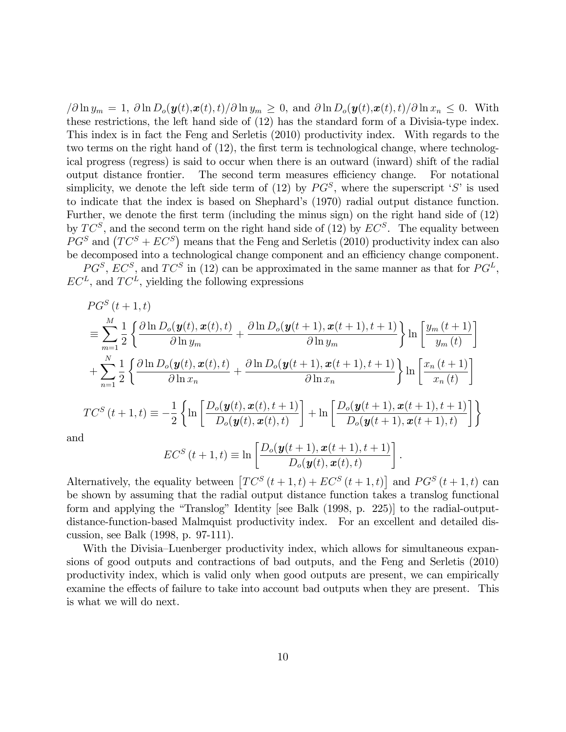$/\partial \ln y_m = 1$, $\partial \ln D_o(\boldsymbol{y}(t),\boldsymbol{x}(t),t)/\partial \ln y_m \geq 0$, and $\partial \ln D_o(\boldsymbol{y}(t),\boldsymbol{x}(t),t)/\partial \ln x_n \leq 0$. With these restrictions, the left hand side of (12) has the standard form of a Divisia-type index. This index is in fact the Feng and Serletis (2010) productivity index. With regards to the two terms on the right hand of (12), the first term is technological change, where technological progress (regress) is said to occur when there is an outward (inward) shift of the radial output distance frontier. The second term measures efficiency change. For notational simplicity, we denote the left side term of (12) by $PG^S$, where the superscript '$S$' is used to indicate that the index is based on Shephard's (1970) radial output distance function. Further, we denote the first term (including the minus sign) on the right hand side of (12) by $TC^S$, and the second term on the right hand side of (12) by $EC^S$. The equality between $PG^S$ and $\left(TC^S + EC^S\right)$ means that the Feng and Serletis (2010) productivity index can also be decomposed into a technological change component and an efficiency change component.

$PG^S$, $EC^S$, and $TC^S$ in (12) can be approximated in the same manner as that for $PG^L$, $EC^L$, and $TC^L$, yielding the following expressions

$$
\begin{aligned}
&PG^S(t+1,t) \\
&\equiv \sum_{m=1}^{M} \frac{1}{2} \left\{ \frac{\partial \ln D_o(\boldsymbol{y}(t),\boldsymbol{x}(t),t)}{\partial \ln y_m} + \frac{\partial \ln D_o(\boldsymbol{y}(t+1),\boldsymbol{x}(t+1),t+1)}{\partial \ln y_m} \right\} \ln \left[ \frac{y_m(t+1)}{y_m(t)} \right] \\
&+ \sum_{n=1}^{N} \frac{1}{2} \left\{ \frac{\partial \ln D_o(\boldsymbol{y}(t),\boldsymbol{x}(t),t)}{\partial \ln x_n} + \frac{\partial \ln D_o(\boldsymbol{y}(t+1),\boldsymbol{x}(t+1),t+1)}{\partial \ln x_n} \right\} \ln \left[ \frac{x_n(t+1)}{x_n(t)} \right]
\end{aligned}
$$

$$
TC^S(t+1,t) \equiv -\frac{1}{2} \left\{ \ln \left[ \frac{D_o(\boldsymbol{y}(t),\boldsymbol{x}(t),t+1)}{D_o(\boldsymbol{y}(t),\boldsymbol{x}(t),t)} \right] + \ln \left[ \frac{D_o(\boldsymbol{y}(t+1),\boldsymbol{x}(t+1),t+1)}{D_o(\boldsymbol{y}(t+1),\boldsymbol{x}(t+1),t)} \right] \right\}
$$

and

$$
EC^S(t+1,t) \equiv \ln \left[ \frac{D_o(\boldsymbol{y}(t+1),\boldsymbol{x}(t+1),t+1)}{D_o(\boldsymbol{y}(t),\boldsymbol{x}(t),t)} \right].
$$

Alternatively, the equality between $\left[TC^S(t+1,t) + EC^S(t+1,t)\right]$ and $PG^S(t+1,t)$ can be shown by assuming that the radial output distance function takes a translog functional form and applying the "Translog" Identity [see Balk (1998, p. 225)] to the radial-output-distance-function-based Malmquist productivity index. For an excellent and detailed discussion, see Balk (1998, p. 97-111).

With the Divisia–Luenberger productivity index, which allows for simultaneous expansions of good outputs and contractions of bad outputs, and the Feng and Serletis (2010) productivity index, which is valid only when good outputs are present, we can empirically examine the effects of failure to take into account bad outputs when they are present. This is what we will do next.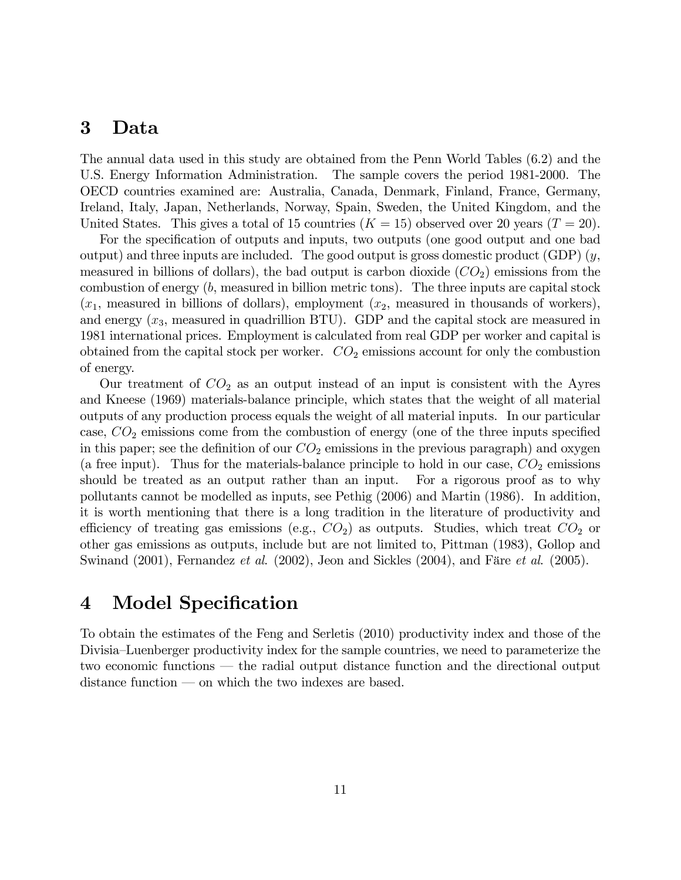# 3 Data

The annual data used in this study are obtained from the Penn World Tables (6.2) and the U.S. Energy Information Administration. The sample covers the period 1981-2000. The OECD countries examined are: Australia, Canada, Denmark, Finland, France, Germany, Ireland, Italy, Japan, Netherlands, Norway, Spain, Sweden, the United Kingdom, and the United States. This gives a total of 15 countries ($K = 15$) observed over 20 years ($T = 20$).

For the specification of outputs and inputs, two outputs (one good output and one bad output) and three inputs are included. The good output is gross domestic product (GDP) ($y$, measured in billions of dollars), the bad output is carbon dioxide ($CO_2$) emissions from the combustion of energy ($b$, measured in billion metric tons). The three inputs are capital stock ($x_1$, measured in billions of dollars), employment ($x_2$, measured in thousands of workers), and energy ($x_3$, measured in quadrillion BTU). GDP and the capital stock are measured in 1981 international prices. Employment is calculated from real GDP per worker and capital is obtained from the capital stock per worker. $CO_2$ emissions account for only the combustion of energy.

Our treatment of $CO_2$ as an output instead of an input is consistent with the Ayres and Kneese (1969) materials-balance principle, which states that the weight of all material outputs of any production process equals the weight of all material inputs. In our particular case, $CO_2$ emissions come from the combustion of energy (one of the three inputs specified in this paper; see the definition of our $CO_2$ emissions in the previous paragraph) and oxygen (a free input). Thus for the materials-balance principle to hold in our case, $CO_2$ emissions should be treated as an output rather than an input. For a rigorous proof as to why pollutants cannot be modelled as inputs, see Pethig (2006) and Martin (1986). In addition, it is worth mentioning that there is a long tradition in the literature of productivity and efficiency of treating gas emissions (e.g., $CO_2$) as outputs. Studies, which treat $CO_2$ or other gas emissions as outputs, include but are not limited to, Pittman (1983), Gollop and Swinand (2001), Fernandez *et al.* (2002), Jeon and Sickles (2004), and Färe *et al.* (2005).

# 4 Model Specification

To obtain the estimates of the Feng and Serletis (2010) productivity index and those of the Divisia–Luenberger productivity index for the sample countries, we need to parameterize the two economic functions — the radial output distance function and the directional output distance function — on which the two indexes are based.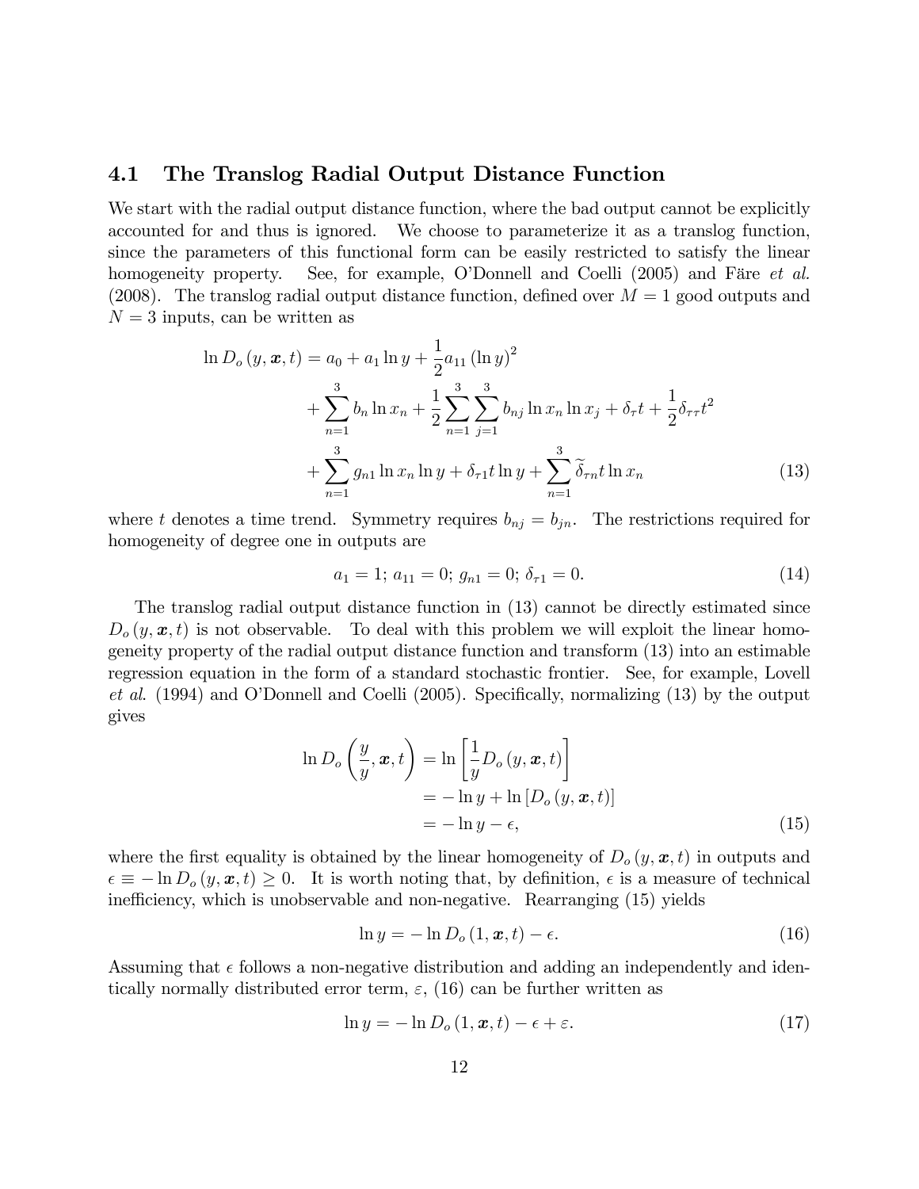### 4.1 The Translog Radial Output Distance Function

We start with the radial output distance function, where the bad output cannot be explicitly accounted for and thus is ignored. We choose to parameterize it as a translog function, since the parameters of this functional form can be easily restricted to satisfy the linear homogeneity property. See, for example, O'Donnell and Coelli (2005) and Färe *et al.* (2008). The translog radial output distance function, defined over $M = 1$ good outputs and $N = 3$ inputs, can be written as

$$
\begin{aligned}
\ln D_o(y, \boldsymbol{x}, t) &= a_0 + a_1 \ln y + \frac{1}{2} a_{11} (\ln y)^2 \\
&+ \sum_{n=1}^{3} b_n \ln x_n + \frac{1}{2} \sum_{n=1}^{3} \sum_{j=1}^{3} b_{nj} \ln x_n \ln x_j + \delta_\tau t + \frac{1}{2} \delta_{\tau\tau} t^2 \\
&+ \sum_{n=1}^{3} g_{n1} \ln x_n \ln y + \delta_{\tau 1} t \ln y + \sum_{n=1}^{3} \widetilde{\delta}_{\tau n} t \ln x_n
\end{aligned} \tag{13}
$$

where $t$ denotes a time trend. Symmetry requires $b_{nj} = b_{jn}$. The restrictions required for homogeneity of degree one in outputs are

$$
a_1 = 1;\ a_{11} = 0;\ g_{n1} = 0;\ \delta_{\tau 1} = 0. \tag{14}
$$

The translog radial output distance function in (13) cannot be directly estimated since $D_o(y, \boldsymbol{x}, t)$ is not observable. To deal with this problem we will exploit the linear homogeneity property of the radial output distance function and transform (13) into an estimable regression equation in the form of a standard stochastic frontier. See, for example, Lovell *et al.* (1994) and O'Donnell and Coelli (2005). Specifically, normalizing (13) by the output gives

$$
\begin{aligned}
\ln D_o\left(\frac{y}{y}, \boldsymbol{x}, t\right) &= \ln\left[\frac{1}{y} D_o(y, \boldsymbol{x}, t)\right] \\
&= -\ln y + \ln\left[D_o(y, \boldsymbol{x}, t)\right] \\
&= -\ln y - \epsilon,
\end{aligned} \tag{15}
$$

where the first equality is obtained by the linear homogeneity of $D_o(y, \boldsymbol{x}, t)$ in outputs and $\epsilon \equiv -\ln D_o(y, \boldsymbol{x}, t) \geq 0$. It is worth noting that, by definition, $\epsilon$ is a measure of technical inefficiency, which is unobservable and non-negative. Rearranging (15) yields

$$
\ln y = -\ln D_o(1, \boldsymbol{x}, t) - \epsilon. \tag{16}
$$

Assuming that $\epsilon$ follows a non-negative distribution and adding an independently and identically normally distributed error term, $\varepsilon$, (16) can be further written as

$$
\ln y = -\ln D_o(1, \boldsymbol{x}, t) - \epsilon + \varepsilon. \tag{17}
$$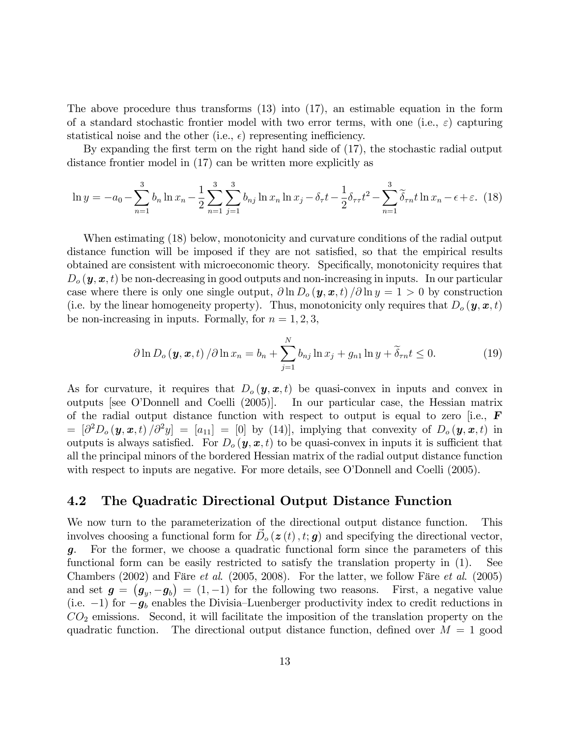The above procedure thus transforms (13) into (17), an estimable equation in the form of a standard stochastic frontier model with two error terms, with one (i.e., $\varepsilon$) capturing statistical noise and the other (i.e., $\epsilon$) representing inefficiency.

By expanding the first term on the right hand side of (17), the stochastic radial output distance frontier model in (17) can be written more explicitly as

$$\ln y = -a_0 - \sum_{n=1}^{3} b_n \ln x_n - \frac{1}{2}\sum_{n=1}^{3}\sum_{j=1}^{3} b_{nj} \ln x_n \ln x_j - \delta_\tau t - \frac{1}{2}\delta_{\tau\tau} t^2 - \sum_{n=1}^{3} \widetilde{\delta}_{\tau n} t \ln x_n - \epsilon + \varepsilon. \quad (18)$$

When estimating (18) below, monotonicity and curvature conditions of the radial output distance function will be imposed if they are not satisfied, so that the empirical results obtained are consistent with microeconomic theory. Specifically, monotonicity requires that $D_o(\boldsymbol{y}, \boldsymbol{x}, t)$ be non-decreasing in good outputs and non-increasing in inputs. In our particular case where there is only one single output, $\partial \ln D_o(\boldsymbol{y}, \boldsymbol{x}, t) / \partial \ln y = 1 > 0$ by construction (i.e. by the linear homogeneity property). Thus, monotonicity only requires that $D_o(\boldsymbol{y}, \boldsymbol{x}, t)$ be non-increasing in inputs. Formally, for $n = 1, 2, 3$,

$$\partial \ln D_o(\boldsymbol{y}, \boldsymbol{x}, t) / \partial \ln x_n = b_n + \sum_{j=1}^{N} b_{nj} \ln x_j + g_{n1} \ln y + \widetilde{\delta}_{\tau n} t \leq 0. \quad (19)$$

As for curvature, it requires that $D_o(\boldsymbol{y}, \boldsymbol{x}, t)$ be quasi-convex in inputs and convex in outputs [see O'Donnell and Coelli (2005)]. In our particular case, the Hessian matrix of the radial output distance function with respect to output is equal to zero [i.e., $\boldsymbol{F} = [\partial^2 D_o(\boldsymbol{y}, \boldsymbol{x}, t) / \partial^2 y] = [a_{11}] = [0]$ by (14)], implying that convexity of $D_o(\boldsymbol{y}, \boldsymbol{x}, t)$ in outputs is always satisfied. For $D_o(\boldsymbol{y}, \boldsymbol{x}, t)$ to be quasi-convex in inputs it is sufficient that all the principal minors of the bordered Hessian matrix of the radial output distance function with respect to inputs are negative. For more details, see O'Donnell and Coelli (2005).

## 4.2 The Quadratic Directional Output Distance Function

We now turn to the parameterization of the directional output distance function. This involves choosing a functional form for $\vec{D}_o(\boldsymbol{z}(t), t; \boldsymbol{g})$ and specifying the directional vector, $\boldsymbol{g}$. For the former, we choose a quadratic functional form since the parameters of this functional form can be easily restricted to satisfy the translation property in (1). See Chambers (2002) and Färe *et al.* (2005, 2008). For the latter, we follow Färe *et al.* (2005) and set $\boldsymbol{g} = (\boldsymbol{g}_y, -\boldsymbol{g}_b) = (1, -1)$ for the following two reasons. First, a negative value (i.e. $-1$) for $-\boldsymbol{g}_b$ enables the Divisia–Luenberger productivity index to credit reductions in $CO_2$ emissions. Second, it will facilitate the imposition of the translation property on the quadratic function. The directional output distance function, defined over $M = 1$ good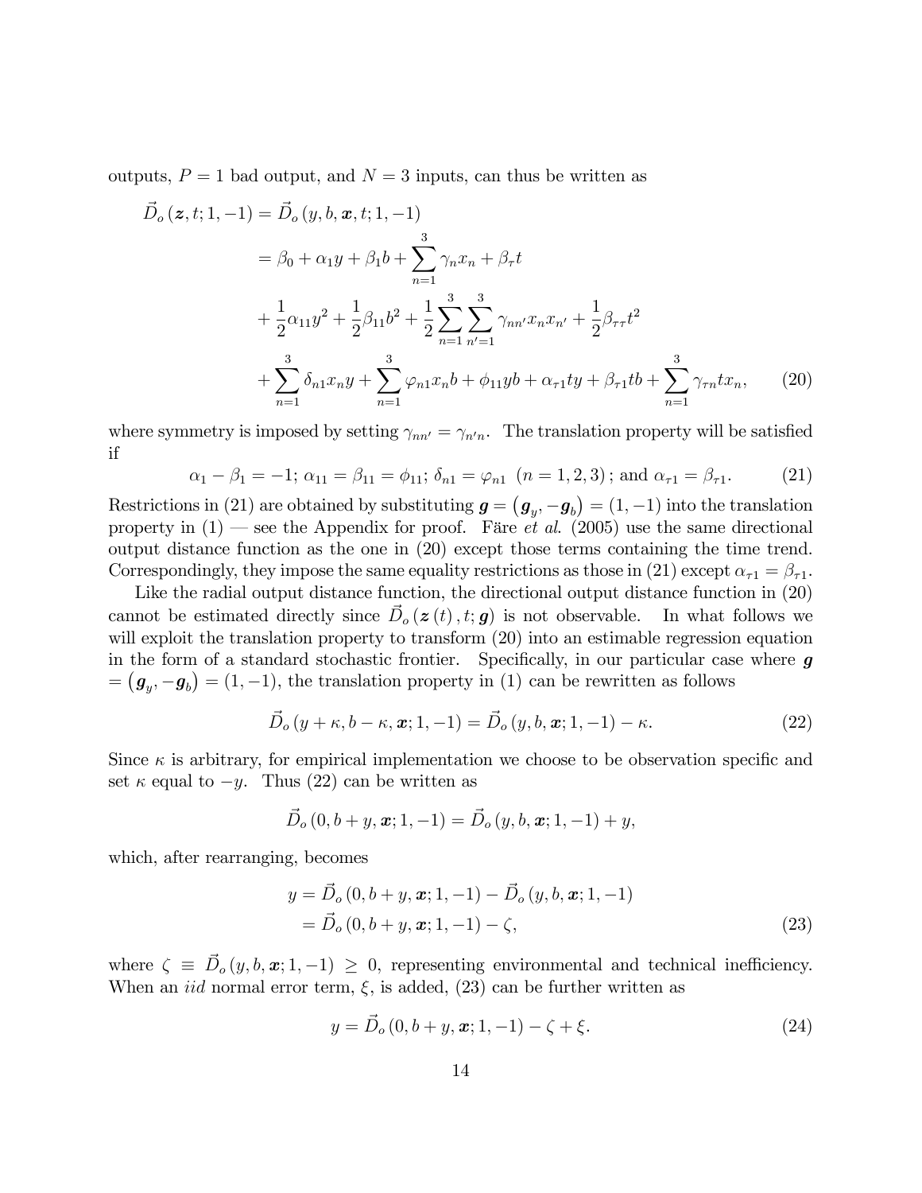outputs, $P = 1$ bad output, and $N = 3$ inputs, can thus be written as

$$
\begin{aligned}
\vec{D}_o(\boldsymbol{z}, t; 1, -1) &= \vec{D}_o(y, b, \boldsymbol{x}, t; 1, -1) \\
&= \beta_0 + \alpha_1 y + \beta_1 b + \sum_{n=1}^{3} \gamma_n x_n + \beta_\tau t \\
&+ \frac{1}{2}\alpha_{11} y^2 + \frac{1}{2}\beta_{11} b^2 + \frac{1}{2}\sum_{n=1}^{3}\sum_{n'=1}^{3} \gamma_{nn'} x_n x_{n'} + \frac{1}{2}\beta_{\tau\tau} t^2 \\
&+ \sum_{n=1}^{3} \delta_{n1} x_n y + \sum_{n=1}^{3} \varphi_{n1} x_n b + \phi_{11} y b + \alpha_{\tau 1} t y + \beta_{\tau 1} t b + \sum_{n=1}^{3} \gamma_{\tau n} t x_n,
\end{aligned} \tag{20}
$$

where symmetry is imposed by setting $\gamma_{nn'} = \gamma_{n'n}$. The translation property will be satisfied if

$$
\alpha_1 - \beta_1 = -1;\ \alpha_{11} = \beta_{11} = \phi_{11};\ \delta_{n1} = \varphi_{n1}\ \ (n = 1, 2, 3);\ \text{and}\ \alpha_{\tau 1} = \beta_{\tau 1}. \tag{21}
$$

Restrictions in (21) are obtained by substituting $\boldsymbol{g} = (\boldsymbol{g}_y, -\boldsymbol{g}_b) = (1, -1)$ into the translation property in (1) — see the Appendix for proof. Färe *et al*. (2005) use the same directional output distance function as the one in (20) except those terms containing the time trend. Correspondingly, they impose the same equality restrictions as those in (21) except $\alpha_{\tau 1} = \beta_{\tau 1}$.

Like the radial output distance function, the directional output distance function in (20) cannot be estimated directly since $\vec{D}_o(\boldsymbol{z}(t), t; \boldsymbol{g})$ is not observable. In what follows we will exploit the translation property to transform (20) into an estimable regression equation in the form of a standard stochastic frontier. Specifically, in our particular case where $\boldsymbol{g} = (\boldsymbol{g}_y, -\boldsymbol{g}_b) = (1, -1)$, the translation property in (1) can be rewritten as follows

$$
\vec{D}_o(y + \kappa, b - \kappa, \boldsymbol{x}; 1, -1) = \vec{D}_o(y, b, \boldsymbol{x}; 1, -1) - \kappa. \tag{22}
$$

Since $\kappa$ is arbitrary, for empirical implementation we choose to be observation specific and set $\kappa$ equal to $-y$. Thus (22) can be written as

$$
\vec{D}_o(0, b + y, \boldsymbol{x}; 1, -1) = \vec{D}_o(y, b, \boldsymbol{x}; 1, -1) + y,
$$

which, after rearranging, becomes

$$
\begin{aligned}
y &= \vec{D}_o(0, b + y, \boldsymbol{x}; 1, -1) - \vec{D}_o(y, b, \boldsymbol{x}; 1, -1) \\
&= \vec{D}_o(0, b + y, \boldsymbol{x}; 1, -1) - \zeta,
\end{aligned} \tag{23}
$$

where $\zeta \equiv \vec{D}_o(y, b, \boldsymbol{x}; 1, -1) \geq 0$, representing environmental and technical inefficiency. When an *iid* normal error term, $\xi$, is added, (23) can be further written as

$$
y = \vec{D}_o(0, b + y, \boldsymbol{x}; 1, -1) - \zeta + \xi. \tag{24}
$$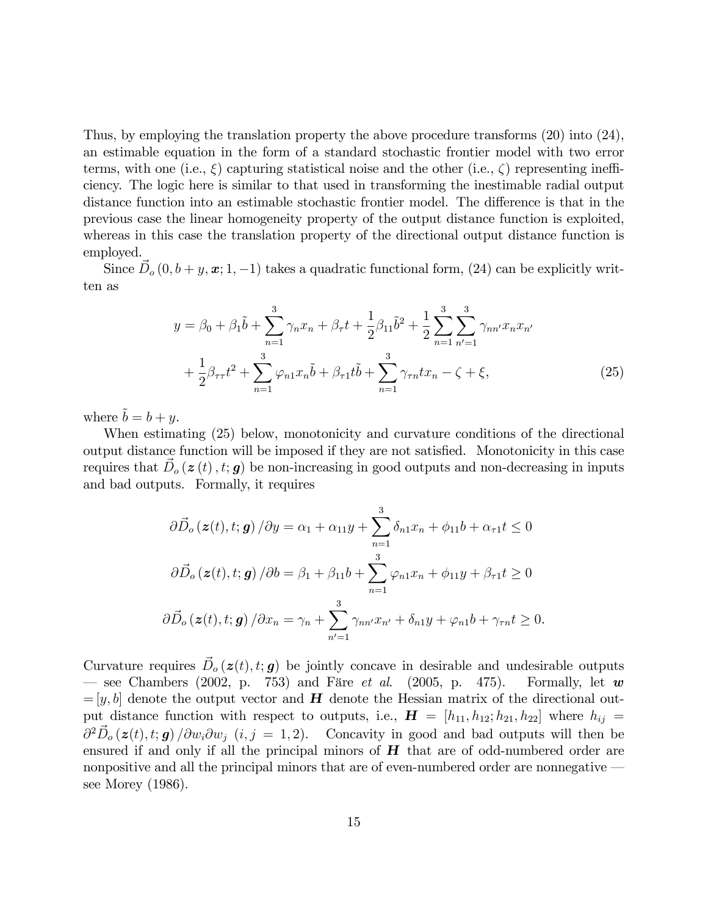Thus, by employing the translation property the above procedure transforms (20) into (24), an estimable equation in the form of a standard stochastic frontier model with two error terms, with one (i.e., $\xi$) capturing statistical noise and the other (i.e., $\zeta$) representing inefficiency. The logic here is similar to that used in transforming the inestimable radial output distance function into an estimable stochastic frontier model. The difference is that in the previous case the linear homogeneity property of the output distance function is exploited, whereas in this case the translation property of the directional output distance function is employed.

Since $\vec{D}_o(0, b+y, \boldsymbol{x}; 1, -1)$ takes a quadratic functional form, (24) can be explicitly written as

$$
\begin{aligned}
y = {} & \beta_0 + \beta_1 \tilde{b} + \sum_{n=1}^{3} \gamma_n x_n + \beta_\tau t + \frac{1}{2}\beta_{11}\tilde{b}^2 + \frac{1}{2}\sum_{n=1}^{3}\sum_{n'=1}^{3} \gamma_{nn'} x_n x_{n'} \\
& + \frac{1}{2}\beta_{\tau\tau} t^2 + \sum_{n=1}^{3} \varphi_{n1} x_n \tilde{b} + \beta_{\tau 1} t \tilde{b} + \sum_{n=1}^{3} \gamma_{\tau n} t x_n - \zeta + \xi, \qquad (25)
\end{aligned}
$$

where $\tilde{b} = b + y$.

When estimating (25) below, monotonicity and curvature conditions of the directional output distance function will be imposed if they are not satisfied. Monotonicity in this case requires that $\vec{D}_o(\boldsymbol{z}(t), t; \boldsymbol{g})$ be non-increasing in good outputs and non-decreasing in inputs and bad outputs. Formally, it requires

$$
\begin{aligned}
\partial \vec{D}_o(\boldsymbol{z}(t), t; \boldsymbol{g}) / \partial y &= \alpha_1 + \alpha_{11} y + \sum_{n=1}^{3} \delta_{n1} x_n + \phi_{11} b + \alpha_{\tau 1} t \leq 0 \\
\partial \vec{D}_o(\boldsymbol{z}(t), t; \boldsymbol{g}) / \partial b &= \beta_1 + \beta_{11} b + \sum_{n=1}^{3} \varphi_{n1} x_n + \phi_{11} y + \beta_{\tau 1} t \geq 0 \\
\partial \vec{D}_o(\boldsymbol{z}(t), t; \boldsymbol{g}) / \partial x_n &= \gamma_n + \sum_{n'=1}^{3} \gamma_{nn'} x_{n'} + \delta_{n1} y + \varphi_{n1} b + \gamma_{\tau n} t \geq 0.
\end{aligned}
$$

Curvature requires $\vec{D}_o(\boldsymbol{z}(t), t; \boldsymbol{g})$ be jointly concave in desirable and undesirable outputs — see Chambers (2002, p. 753) and Färe *et al.* (2005, p. 475). Formally, let $\boldsymbol{w} = [y, b]$ denote the output vector and $\boldsymbol{H}$ denote the Hessian matrix of the directional output distance function with respect to outputs, i.e., $\boldsymbol{H} = [h_{11}, h_{12}; h_{21}, h_{22}]$ where $h_{ij} = \partial^2 \vec{D}_o(\boldsymbol{z}(t), t; \boldsymbol{g}) / \partial w_i \partial w_j$ $(i, j = 1, 2)$. Concavity in good and bad outputs will then be ensured if and only if all the principal minors of $\boldsymbol{H}$ that are of odd-numbered order are nonpositive and all the principal minors that are of even-numbered order are nonnegative — see Morey (1986).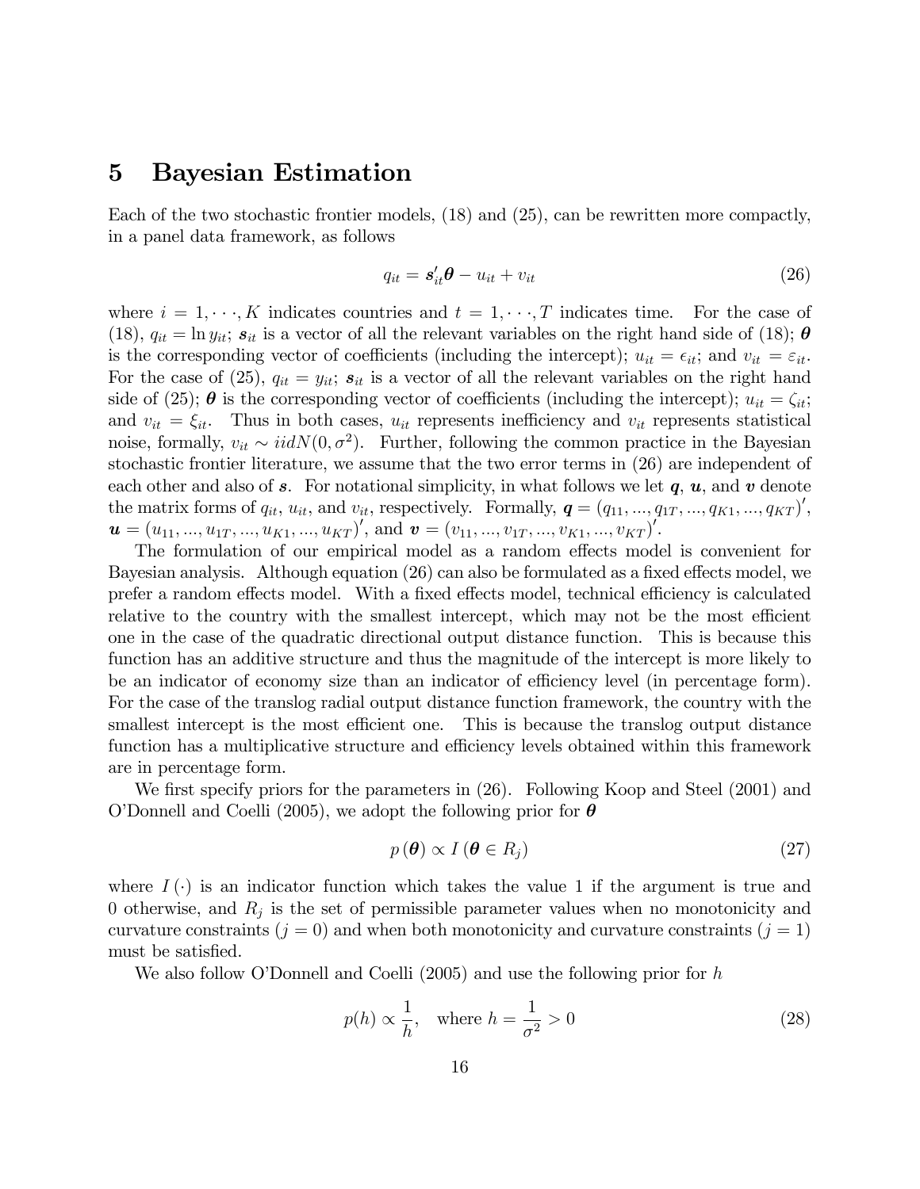# 5 Bayesian Estimation

Each of the two stochastic frontier models, (18) and (25), can be rewritten more compactly, in a panel data framework, as follows

$$q_{it} = \boldsymbol{s}_{it}'\boldsymbol{\theta} - u_{it} + v_{it} \tag{26}$$

where $i = 1, \cdots, K$ indicates countries and $t = 1, \cdots, T$ indicates time. For the case of (18), $q_{it} = \ln y_{it}$; $\boldsymbol{s}_{it}$ is a vector of all the relevant variables on the right hand side of (18); $\boldsymbol{\theta}$ is the corresponding vector of coefficients (including the intercept); $u_{it} = \epsilon_{it}$; and $v_{it} = \varepsilon_{it}$. For the case of (25), $q_{it} = y_{it}$; $\boldsymbol{s}_{it}$ is a vector of all the relevant variables on the right hand side of (25); $\boldsymbol{\theta}$ is the corresponding vector of coefficients (including the intercept); $u_{it} = \zeta_{it}$; and $v_{it} = \xi_{it}$. Thus in both cases, $u_{it}$ represents inefficiency and $v_{it}$ represents statistical noise, formally, $v_{it} \sim iidN(0, \sigma^2)$. Further, following the common practice in the Bayesian stochastic frontier literature, we assume that the two error terms in (26) are independent of each other and also of $\boldsymbol{s}$. For notational simplicity, in what follows we let $\boldsymbol{q}$, $\boldsymbol{u}$, and $\boldsymbol{v}$ denote the matrix forms of $q_{it}$, $u_{it}$, and $v_{it}$, respectively. Formally, $\boldsymbol{q} = (q_{11}, ..., q_{1T}, ..., q_{K1}, ..., q_{KT})'$, $\boldsymbol{u} = (u_{11}, ..., u_{1T}, ..., u_{K1}, ..., u_{KT})'$, and $\boldsymbol{v} = (v_{11}, ..., v_{1T}, ..., v_{K1}, ..., v_{KT})'$.

The formulation of our empirical model as a random effects model is convenient for Bayesian analysis. Although equation (26) can also be formulated as a fixed effects model, we prefer a random effects model. With a fixed effects model, technical efficiency is calculated relative to the country with the smallest intercept, which may not be the most efficient one in the case of the quadratic directional output distance function. This is because this function has an additive structure and thus the magnitude of the intercept is more likely to be an indicator of economy size than an indicator of efficiency level (in percentage form). For the case of the translog radial output distance function framework, the country with the smallest intercept is the most efficient one. This is because the translog output distance function has a multiplicative structure and efficiency levels obtained within this framework are in percentage form.

We first specify priors for the parameters in (26). Following Koop and Steel (2001) and O'Donnell and Coelli (2005), we adopt the following prior for $\boldsymbol{\theta}$

$$p(\boldsymbol{\theta}) \propto I(\boldsymbol{\theta} \in R_j) \tag{27}$$

where $I(\cdot)$ is an indicator function which takes the value 1 if the argument is true and 0 otherwise, and $R_j$ is the set of permissible parameter values when no monotonicity and curvature constraints ($j = 0$) and when both monotonicity and curvature constraints ($j = 1$) must be satisfied.

We also follow O'Donnell and Coelli (2005) and use the following prior for $h$

$$p(h) \propto \frac{1}{h}, \quad \text{where } h = \frac{1}{\sigma^2} > 0 \tag{28}$$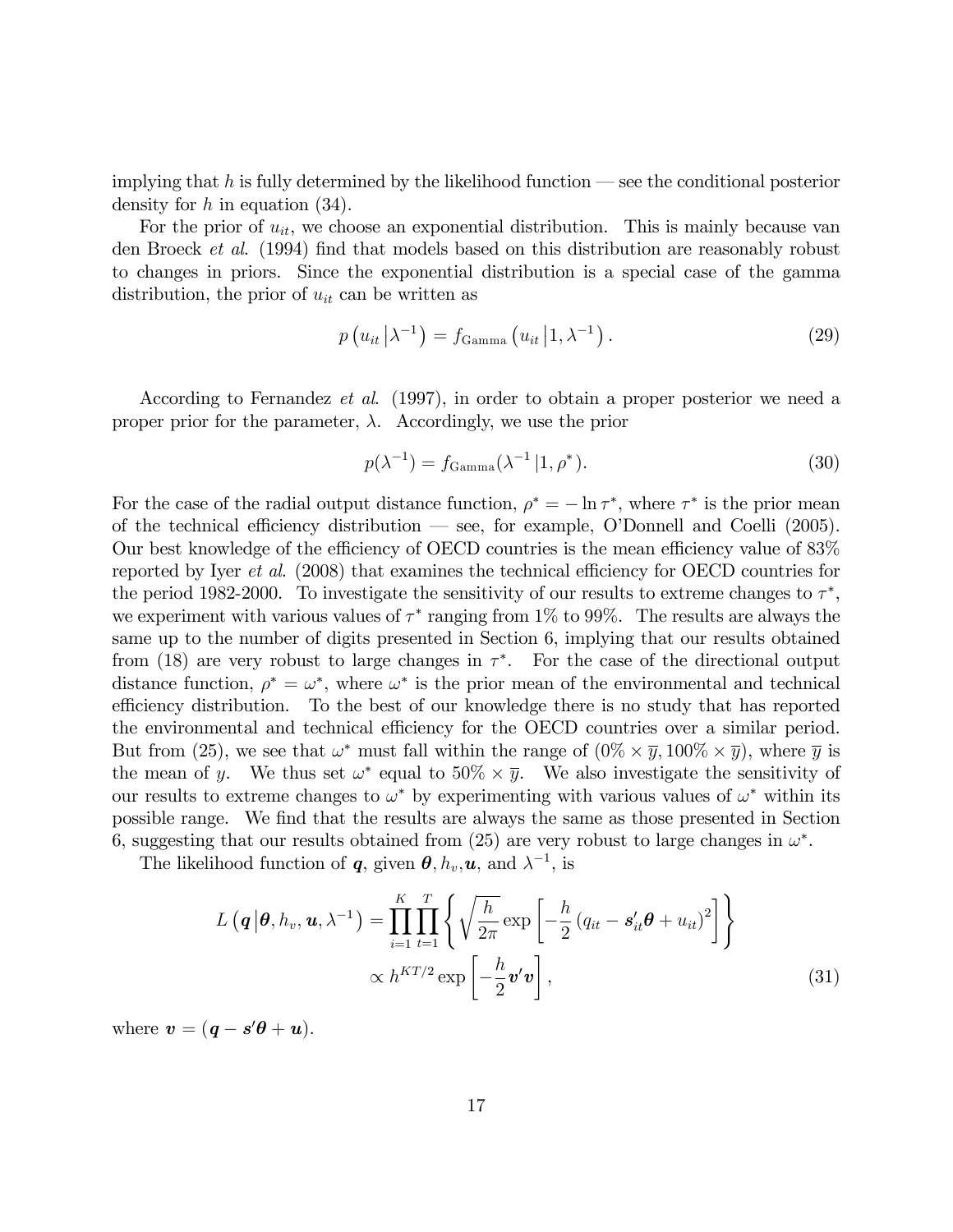implying that $h$ is fully determined by the likelihood function — see the conditional posterior density for $h$ in equation (34).

For the prior of $u_{it}$, we choose an exponential distribution. This is mainly because van den Broeck *et al.* (1994) find that models based on this distribution are reasonably robust to changes in priors. Since the exponential distribution is a special case of the gamma distribution, the prior of $u_{it}$ can be written as

$$p\left(u_{it} \left| \lambda^{-1}\right.\right) = f_{\text{Gamma}}\left(u_{it} \left| 1, \lambda^{-1}\right.\right). \tag{29}$$

According to Fernandez *et al.* (1997), in order to obtain a proper posterior we need a proper prior for the parameter, $\lambda$. Accordingly, we use the prior

$$p(\lambda^{-1}) = f_{\text{Gamma}}(\lambda^{-1} | 1, \rho^*). \tag{30}$$

For the case of the radial output distance function, $\rho^* = -\ln \tau^*$, where $\tau^*$ is the prior mean of the technical efficiency distribution — see, for example, O'Donnell and Coelli (2005). Our best knowledge of the efficiency of OECD countries is the mean efficiency value of 83% reported by Iyer *et al.* (2008) that examines the technical efficiency for OECD countries for the period 1982-2000. To investigate the sensitivity of our results to extreme changes to $\tau^*$, we experiment with various values of $\tau^*$ ranging from 1% to 99%. The results are always the same up to the number of digits presented in Section 6, implying that our results obtained from (18) are very robust to large changes in $\tau^*$. For the case of the directional output distance function, $\rho^* = \omega^*$, where $\omega^*$ is the prior mean of the environmental and technical efficiency distribution. To the best of our knowledge there is no study that has reported the environmental and technical efficiency for the OECD countries over a similar period. But from (25), we see that $\omega^*$ must fall within the range of $(0\% \times \overline{y}, 100\% \times \overline{y})$, where $\overline{y}$ is the mean of $y$. We thus set $\omega^*$ equal to $50\% \times \overline{y}$. We also investigate the sensitivity of our results to extreme changes to $\omega^*$ by experimenting with various values of $\omega^*$ within its possible range. We find that the results are always the same as those presented in Section 6, suggesting that our results obtained from (25) are very robust to large changes in $\omega^*$.

The likelihood function of $\boldsymbol{q}$, given $\boldsymbol{\theta}, h_v, \boldsymbol{u}$, and $\lambda^{-1}$, is

$$\begin{aligned} L\left(\boldsymbol{q} \left| \boldsymbol{\theta}, h_v, \boldsymbol{u}, \lambda^{-1}\right.\right) &= \prod_{i=1}^{K} \prod_{t=1}^{T} \left\{ \sqrt{\frac{h}{2\pi}} \exp\left[ -\frac{h}{2} \left(q_{it} - \boldsymbol{s}_{it}' \boldsymbol{\theta} + u_{it}\right)^2 \right] \right\} \\ &\propto h^{KT/2} \exp\left[ -\frac{h}{2} \boldsymbol{v}' \boldsymbol{v} \right], \end{aligned} \tag{31}$$

where $\boldsymbol{v} = (\boldsymbol{q} - \boldsymbol{s}'\boldsymbol{\theta} + \boldsymbol{u})$.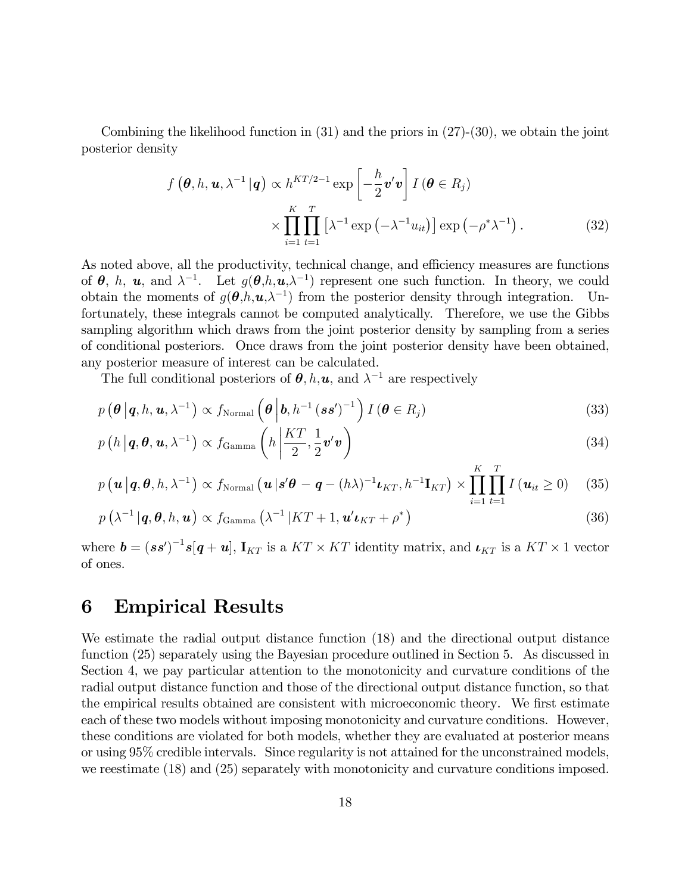Combining the likelihood function in (31) and the priors in (27)-(30), we obtain the joint posterior density

$$f\left(\boldsymbol{\theta}, h, \boldsymbol{u}, \lambda^{-1} \,|\, \boldsymbol{q}\right) \propto h^{KT/2-1} \exp\left[-\frac{h}{2}\boldsymbol{v}'\boldsymbol{v}\right] I\left(\boldsymbol{\theta} \in R_j\right) \times \prod_{i=1}^{K}\prod_{t=1}^{T}\left[\lambda^{-1}\exp\left(-\lambda^{-1}u_{it}\right)\right]\exp\left(-\rho^{*}\lambda^{-1}\right). \tag{32}$$

As noted above, all the productivity, technical change, and efficiency measures are functions of $\boldsymbol{\theta}$, $h$, $\boldsymbol{u}$, and $\lambda^{-1}$. Let $g(\boldsymbol{\theta},h,\boldsymbol{u},\lambda^{-1})$ represent one such function. In theory, we could obtain the moments of $g(\boldsymbol{\theta},h,\boldsymbol{u},\lambda^{-1})$ from the posterior density through integration. Unfortunately, these integrals cannot be computed analytically. Therefore, we use the Gibbs sampling algorithm which draws from the joint posterior density by sampling from a series of conditional posteriors. Once draws from the joint posterior density have been obtained, any posterior measure of interest can be calculated.

The full conditional posteriors of $\boldsymbol{\theta}, h, \boldsymbol{u}$, and $\lambda^{-1}$ are respectively

$$p\left(\boldsymbol{\theta} \,\middle|\, \boldsymbol{q}, h, \boldsymbol{u}, \lambda^{-1}\right) \propto f_{\text{Normal}}\left(\boldsymbol{\theta} \,\middle|\, \boldsymbol{b}, h^{-1}\left(\boldsymbol{s}\boldsymbol{s}'\right)^{-1}\right) I\left(\boldsymbol{\theta} \in R_j\right) \tag{33}$$

$$p\left(h \,\middle|\, \boldsymbol{q}, \boldsymbol{\theta}, \boldsymbol{u}, \lambda^{-1}\right) \propto f_{\text{Gamma}}\left(h \,\middle|\, \frac{KT}{2}, \frac{1}{2}\boldsymbol{v}'\boldsymbol{v}\right) \tag{34}$$

$$p\left(\boldsymbol{u} \,\middle|\, \boldsymbol{q}, \boldsymbol{\theta}, h, \lambda^{-1}\right) \propto f_{\text{Normal}}\left(\boldsymbol{u} \,|\, \boldsymbol{s}'\boldsymbol{\theta} - \boldsymbol{q} - (h\lambda)^{-1}\boldsymbol{\iota}_{KT}, h^{-1}\mathbf{I}_{KT}\right) \times \prod_{i=1}^{K}\prod_{t=1}^{T} I\left(\boldsymbol{u}_{it} \geq 0\right) \tag{35}$$

$$p\left(\lambda^{-1} \,|\, \boldsymbol{q}, \boldsymbol{\theta}, h, \boldsymbol{u}\right) \propto f_{\text{Gamma}}\left(\lambda^{-1} \,|\, KT+1, \boldsymbol{u}'\boldsymbol{\iota}_{KT} + \rho^{*}\right) \tag{36}$$

where $\boldsymbol{b} = \left(\boldsymbol{s}\boldsymbol{s}'\right)^{-1}\boldsymbol{s}[\boldsymbol{q}+\boldsymbol{u}]$, $\mathbf{I}_{KT}$ is a $KT \times KT$ identity matrix, and $\boldsymbol{\iota}_{KT}$ is a $KT \times 1$ vector of ones.

# 6 Empirical Results

We estimate the radial output distance function (18) and the directional output distance function (25) separately using the Bayesian procedure outlined in Section 5. As discussed in Section 4, we pay particular attention to the monotonicity and curvature conditions of the radial output distance function and those of the directional output distance function, so that the empirical results obtained are consistent with microeconomic theory. We first estimate each of these two models without imposing monotonicity and curvature conditions. However, these conditions are violated for both models, whether they are evaluated at posterior means or using 95% credible intervals. Since regularity is not attained for the unconstrained models, we reestimate (18) and (25) separately with monotonicity and curvature conditions imposed.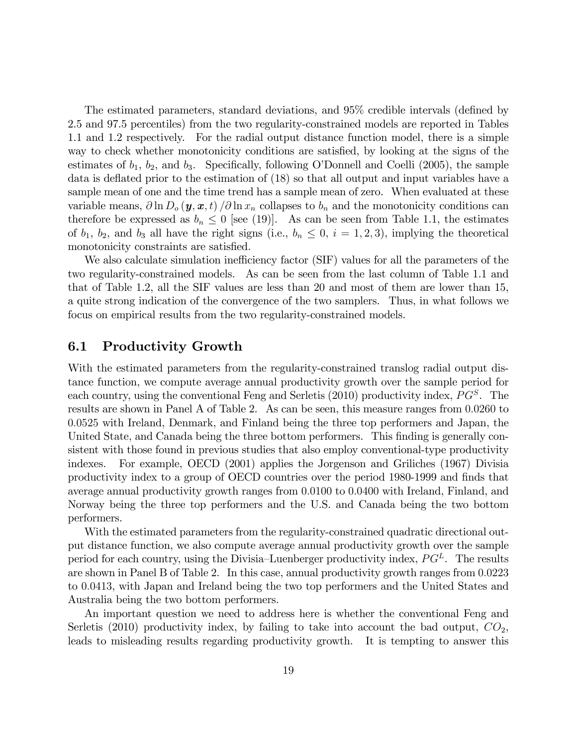The estimated parameters, standard deviations, and 95% credible intervals (defined by 2.5 and 97.5 percentiles) from the two regularity-constrained models are reported in Tables 1.1 and 1.2 respectively. For the radial output distance function model, there is a simple way to check whether monotonicity conditions are satisfied, by looking at the signs of the estimates of $b_1$, $b_2$, and $b_3$. Specifically, following O'Donnell and Coelli (2005), the sample data is deflated prior to the estimation of (18) so that all output and input variables have a sample mean of one and the time trend has a sample mean of zero. When evaluated at these variable means, $\partial \ln D_o(\boldsymbol{y}, \boldsymbol{x}, t) / \partial \ln x_n$ collapses to $b_n$ and the monotonicity conditions can therefore be expressed as $b_n \leq 0$ [see (19)]. As can be seen from Table 1.1, the estimates of $b_1$, $b_2$, and $b_3$ all have the right signs (i.e., $b_n \leq 0$, $i = 1, 2, 3$), implying the theoretical monotonicity constraints are satisfied.

We also calculate simulation inefficiency factor (SIF) values for all the parameters of the two regularity-constrained models. As can be seen from the last column of Table 1.1 and that of Table 1.2, all the SIF values are less than 20 and most of them are lower than 15, a quite strong indication of the convergence of the two samplers. Thus, in what follows we focus on empirical results from the two regularity-constrained models.

## 6.1 Productivity Growth

With the estimated parameters from the regularity-constrained translog radial output distance function, we compute average annual productivity growth over the sample period for each country, using the conventional Feng and Serletis (2010) productivity index, $PG^S$. The results are shown in Panel A of Table 2. As can be seen, this measure ranges from 0.0260 to 0.0525 with Ireland, Denmark, and Finland being the three top performers and Japan, the United State, and Canada being the three bottom performers. This finding is generally consistent with those found in previous studies that also employ conventional-type productivity indexes. For example, OECD (2001) applies the Jorgenson and Griliches (1967) Divisia productivity index to a group of OECD countries over the period 1980-1999 and finds that average annual productivity growth ranges from 0.0100 to 0.0400 with Ireland, Finland, and Norway being the three top performers and the U.S. and Canada being the two bottom performers.

With the estimated parameters from the regularity-constrained quadratic directional output distance function, we also compute average annual productivity growth over the sample period for each country, using the Divisia–Luenberger productivity index, $PG^L$. The results are shown in Panel B of Table 2. In this case, annual productivity growth ranges from 0.0223 to 0.0413, with Japan and Ireland being the two top performers and the United States and Australia being the two bottom performers.

An important question we need to address here is whether the conventional Feng and Serletis (2010) productivity index, by failing to take into account the bad output, $CO_2$, leads to misleading results regarding productivity growth. It is tempting to answer this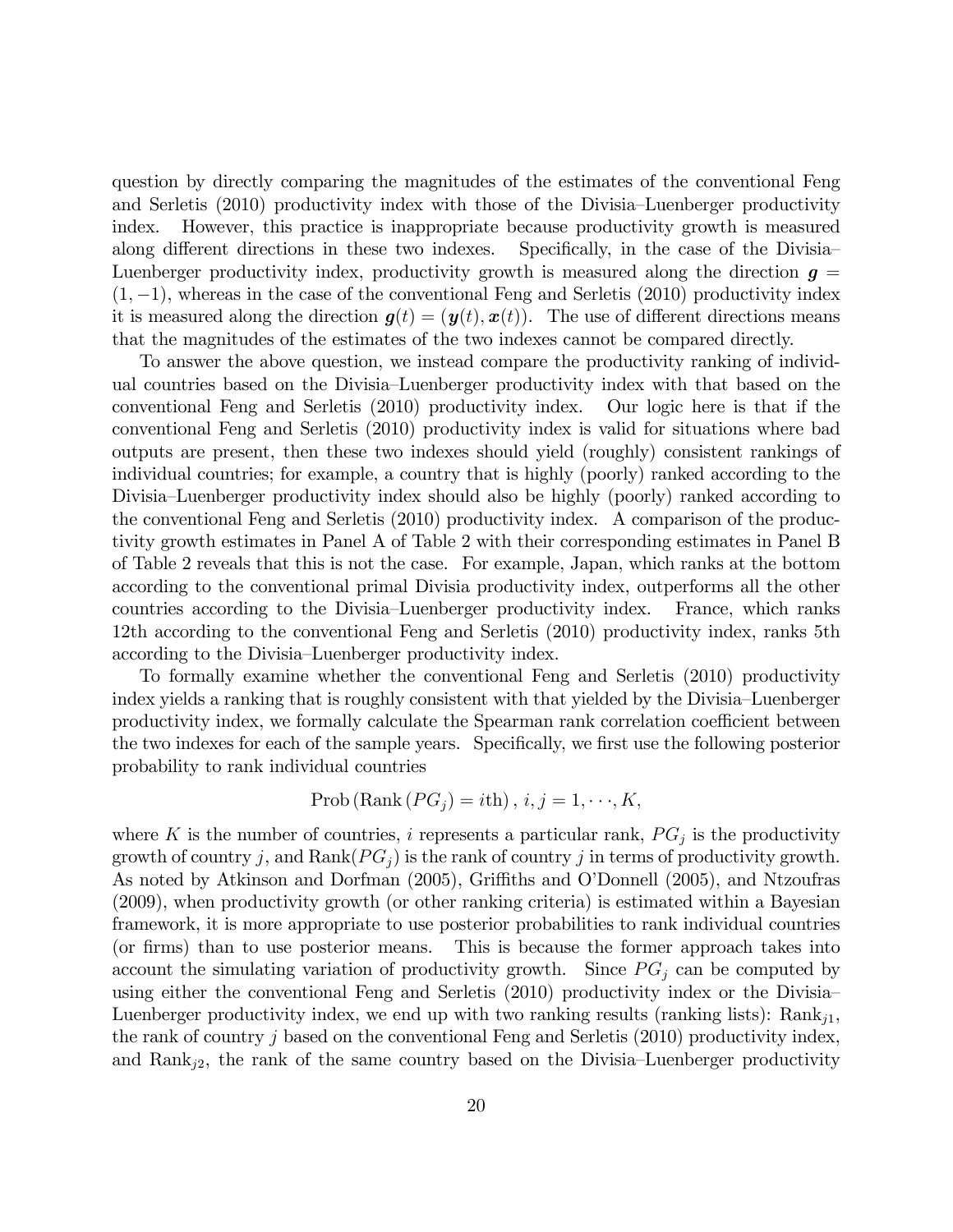question by directly comparing the magnitudes of the estimates of the conventional Feng and Serletis (2010) productivity index with those of the Divisia–Luenberger productivity index. However, this practice is inappropriate because productivity growth is measured along different directions in these two indexes. Specifically, in the case of the Divisia–Luenberger productivity index, productivity growth is measured along the direction $\boldsymbol{g} = (1, -1)$, whereas in the case of the conventional Feng and Serletis (2010) productivity index it is measured along the direction $\boldsymbol{g}(t) = (\boldsymbol{y}(t), \boldsymbol{x}(t))$. The use of different directions means that the magnitudes of the estimates of the two indexes cannot be compared directly.

To answer the above question, we instead compare the productivity ranking of individual countries based on the Divisia–Luenberger productivity index with that based on the conventional Feng and Serletis (2010) productivity index. Our logic here is that if the conventional Feng and Serletis (2010) productivity index is valid for situations where bad outputs are present, then these two indexes should yield (roughly) consistent rankings of individual countries; for example, a country that is highly (poorly) ranked according to the Divisia–Luenberger productivity index should also be highly (poorly) ranked according to the conventional Feng and Serletis (2010) productivity index. A comparison of the productivity growth estimates in Panel A of Table 2 with their corresponding estimates in Panel B of Table 2 reveals that this is not the case. For example, Japan, which ranks at the bottom according to the conventional primal Divisia productivity index, outperforms all the other countries according to the Divisia–Luenberger productivity index. France, which ranks 12th according to the conventional Feng and Serletis (2010) productivity index, ranks 5th according to the Divisia–Luenberger productivity index.

To formally examine whether the conventional Feng and Serletis (2010) productivity index yields a ranking that is roughly consistent with that yielded by the Divisia–Luenberger productivity index, we formally calculate the Spearman rank correlation coefficient between the two indexes for each of the sample years. Specifically, we first use the following posterior probability to rank individual countries

$$\text{Prob}\left(\text{Rank}\left(PG_j\right) = i\text{th}\right), \, i, j = 1, \cdots, K,$$

where $K$ is the number of countries, $i$ represents a particular rank, $PG_j$ is the productivity growth of country $j$, and $\text{Rank}(PG_j)$ is the rank of country $j$ in terms of productivity growth. As noted by Atkinson and Dorfman (2005), Griffiths and O'Donnell (2005), and Ntzoufras (2009), when productivity growth (or other ranking criteria) is estimated within a Bayesian framework, it is more appropriate to use posterior probabilities to rank individual countries (or firms) than to use posterior means. This is because the former approach takes into account the simulating variation of productivity growth. Since $PG_j$ can be computed by using either the conventional Feng and Serletis (2010) productivity index or the Divisia–Luenberger productivity index, we end up with two ranking results (ranking lists): $\text{Rank}_{j1}$, the rank of country $j$ based on the conventional Feng and Serletis (2010) productivity index, and $\text{Rank}_{j2}$, the rank of the same country based on the Divisia–Luenberger productivity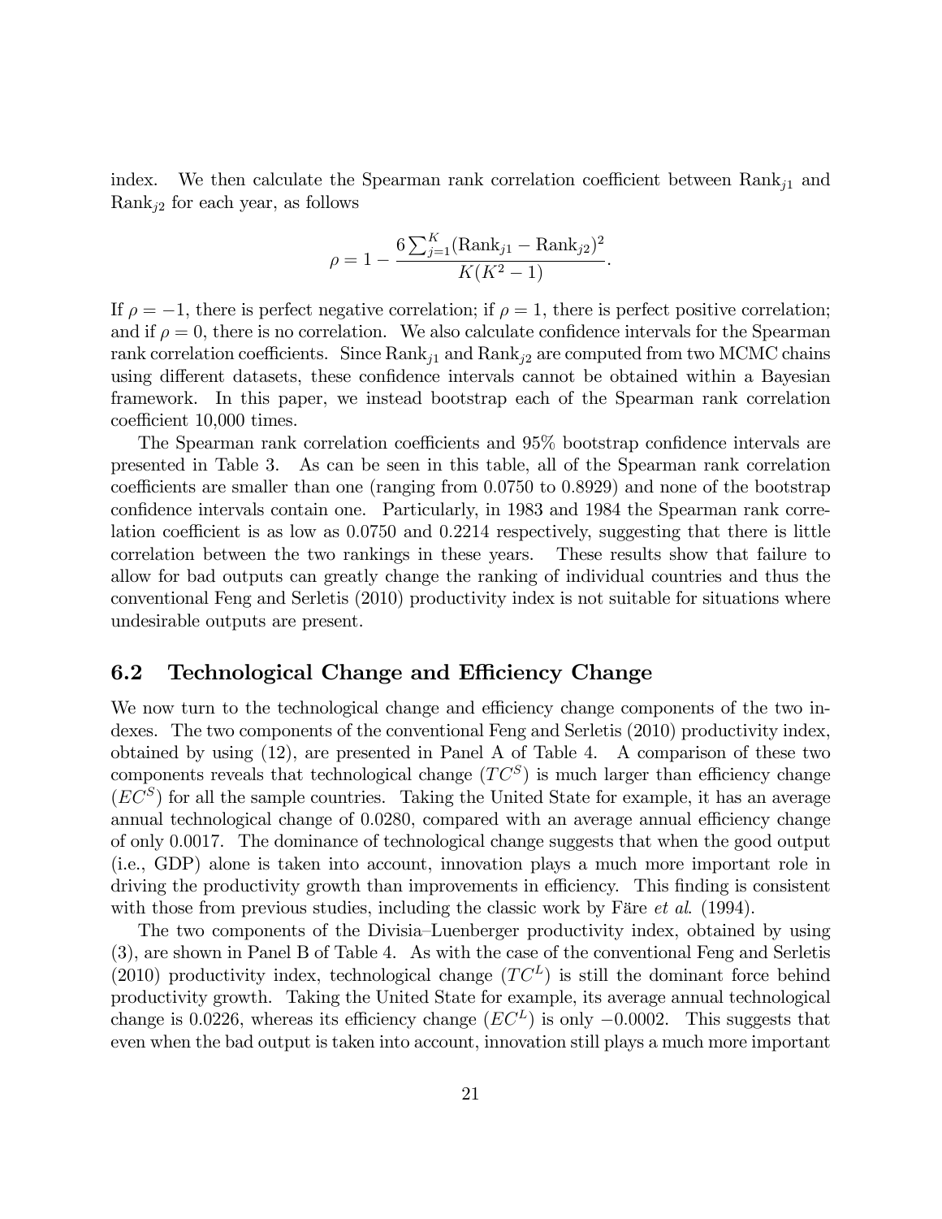index. We then calculate the Spearman rank correlation coefficient between $\text{Rank}_{j1}$ and $\text{Rank}_{j2}$ for each year, as follows

$$\rho = 1 - \frac{6\sum_{j=1}^{K}(\text{Rank}_{j1} - \text{Rank}_{j2})^2}{K(K^2-1)}.$$

If $\rho = -1$, there is perfect negative correlation; if $\rho = 1$, there is perfect positive correlation; and if $\rho = 0$, there is no correlation. We also calculate confidence intervals for the Spearman rank correlation coefficients. Since $\text{Rank}_{j1}$ and $\text{Rank}_{j2}$ are computed from two MCMC chains using different datasets, these confidence intervals cannot be obtained within a Bayesian framework. In this paper, we instead bootstrap each of the Spearman rank correlation coefficient 10,000 times.

The Spearman rank correlation coefficients and 95% bootstrap confidence intervals are presented in Table 3. As can be seen in this table, all of the Spearman rank correlation coefficients are smaller than one (ranging from 0.0750 to 0.8929) and none of the bootstrap confidence intervals contain one. Particularly, in 1983 and 1984 the Spearman rank correlation coefficient is as low as 0.0750 and 0.2214 respectively, suggesting that there is little correlation between the two rankings in these years. These results show that failure to allow for bad outputs can greatly change the ranking of individual countries and thus the conventional Feng and Serletis (2010) productivity index is not suitable for situations where undesirable outputs are present.

## 6.2 Technological Change and Efficiency Change

We now turn to the technological change and efficiency change components of the two indexes. The two components of the conventional Feng and Serletis (2010) productivity index, obtained by using (12), are presented in Panel A of Table 4. A comparison of these two components reveals that technological change ($TC^S$) is much larger than efficiency change ($EC^S$) for all the sample countries. Taking the United State for example, it has an average annual technological change of 0.0280, compared with an average annual efficiency change of only 0.0017. The dominance of technological change suggests that when the good output (i.e., GDP) alone is taken into account, innovation plays a much more important role in driving the productivity growth than improvements in efficiency. This finding is consistent with those from previous studies, including the classic work by Färe *et al.* (1994).

The two components of the Divisia–Luenberger productivity index, obtained by using (3), are shown in Panel B of Table 4. As with the case of the conventional Feng and Serletis (2010) productivity index, technological change ($TC^L$) is still the dominant force behind productivity growth. Taking the United State for example, its average annual technological change is 0.0226, whereas its efficiency change ($EC^L$) is only $-0.0002$. This suggests that even when the bad output is taken into account, innovation still plays a much more important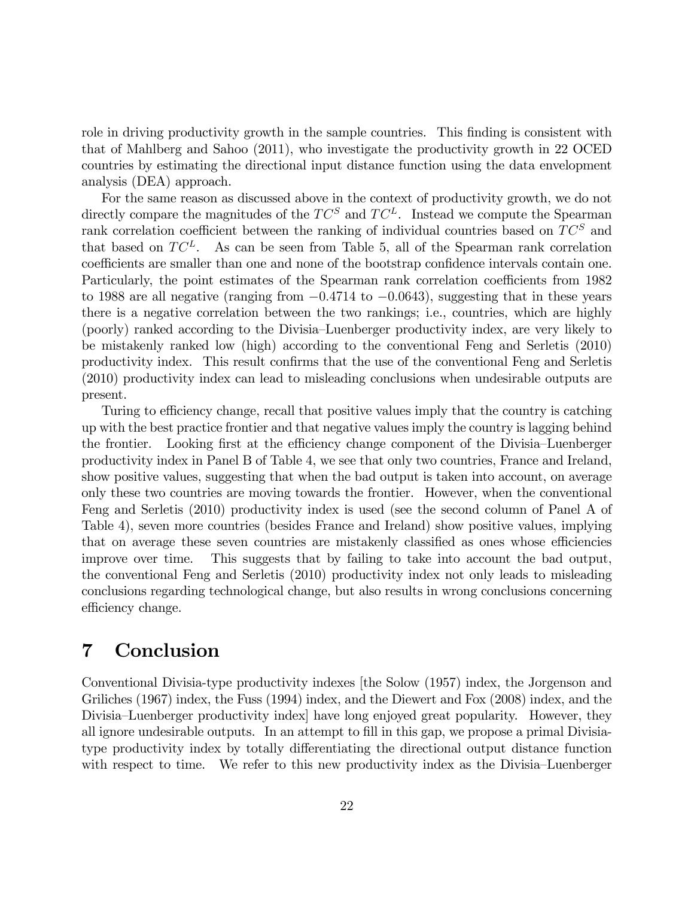role in driving productivity growth in the sample countries. This finding is consistent with that of Mahlberg and Sahoo (2011), who investigate the productivity growth in 22 OCED countries by estimating the directional input distance function using the data envelopment analysis (DEA) approach.

For the same reason as discussed above in the context of productivity growth, we do not directly compare the magnitudes of the $TC^S$ and $TC^L$. Instead we compute the Spearman rank correlation coefficient between the ranking of individual countries based on $TC^S$ and that based on $TC^L$. As can be seen from Table 5, all of the Spearman rank correlation coefficients are smaller than one and none of the bootstrap confidence intervals contain one. Particularly, the point estimates of the Spearman rank correlation coefficients from 1982 to 1988 are all negative (ranging from $-0.4714$ to $-0.0643$), suggesting that in these years there is a negative correlation between the two rankings; i.e., countries, which are highly (poorly) ranked according to the Divisia–Luenberger productivity index, are very likely to be mistakenly ranked low (high) according to the conventional Feng and Serletis (2010) productivity index. This result confirms that the use of the conventional Feng and Serletis (2010) productivity index can lead to misleading conclusions when undesirable outputs are present.

Turing to efficiency change, recall that positive values imply that the country is catching up with the best practice frontier and that negative values imply the country is lagging behind the frontier. Looking first at the efficiency change component of the Divisia–Luenberger productivity index in Panel B of Table 4, we see that only two countries, France and Ireland, show positive values, suggesting that when the bad output is taken into account, on average only these two countries are moving towards the frontier. However, when the conventional Feng and Serletis (2010) productivity index is used (see the second column of Panel A of Table 4), seven more countries (besides France and Ireland) show positive values, implying that on average these seven countries are mistakenly classified as ones whose efficiencies improve over time. This suggests that by failing to take into account the bad output, the conventional Feng and Serletis (2010) productivity index not only leads to misleading conclusions regarding technological change, but also results in wrong conclusions concerning efficiency change.

# 7 Conclusion

Conventional Divisia-type productivity indexes [the Solow (1957) index, the Jorgenson and Griliches (1967) index, the Fuss (1994) index, and the Diewert and Fox (2008) index, and the Divisia–Luenberger productivity index] have long enjoyed great popularity. However, they all ignore undesirable outputs. In an attempt to fill in this gap, we propose a primal Divisia-type productivity index by totally differentiating the directional output distance function with respect to time. We refer to this new productivity index as the Divisia–Luenberger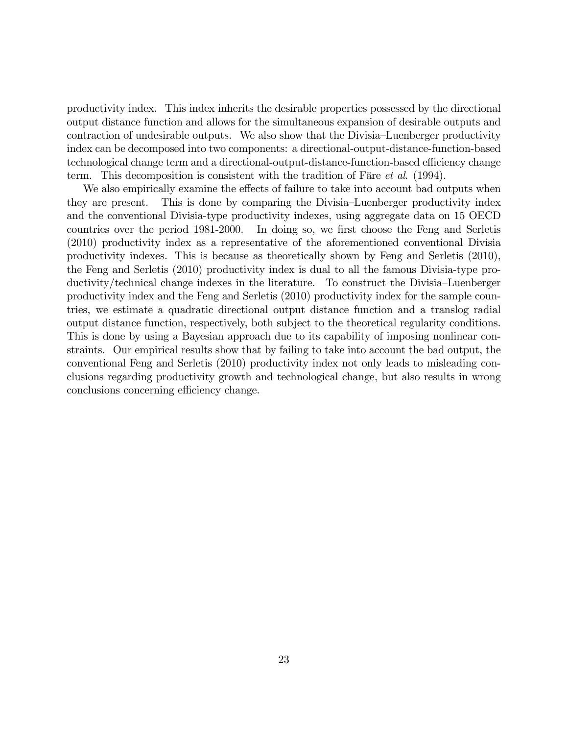productivity index. This index inherits the desirable properties possessed by the directional output distance function and allows for the simultaneous expansion of desirable outputs and contraction of undesirable outputs. We also show that the Divisia–Luenberger productivity index can be decomposed into two components: a directional-output-distance-function-based technological change term and a directional-output-distance-function-based efficiency change term. This decomposition is consistent with the tradition of Färe *et al*. (1994).

We also empirically examine the effects of failure to take into account bad outputs when they are present. This is done by comparing the Divisia–Luenberger productivity index and the conventional Divisia-type productivity indexes, using aggregate data on 15 OECD countries over the period 1981-2000. In doing so, we first choose the Feng and Serletis (2010) productivity index as a representative of the aforementioned conventional Divisia productivity indexes. This is because as theoretically shown by Feng and Serletis (2010), the Feng and Serletis (2010) productivity index is dual to all the famous Divisia-type productivity/technical change indexes in the literature. To construct the Divisia–Luenberger productivity index and the Feng and Serletis (2010) productivity index for the sample countries, we estimate a quadratic directional output distance function and a translog radial output distance function, respectively, both subject to the theoretical regularity conditions. This is done by using a Bayesian approach due to its capability of imposing nonlinear constraints. Our empirical results show that by failing to take into account the bad output, the conventional Feng and Serletis (2010) productivity index not only leads to misleading conclusions regarding productivity growth and technological change, but also results in wrong conclusions concerning efficiency change.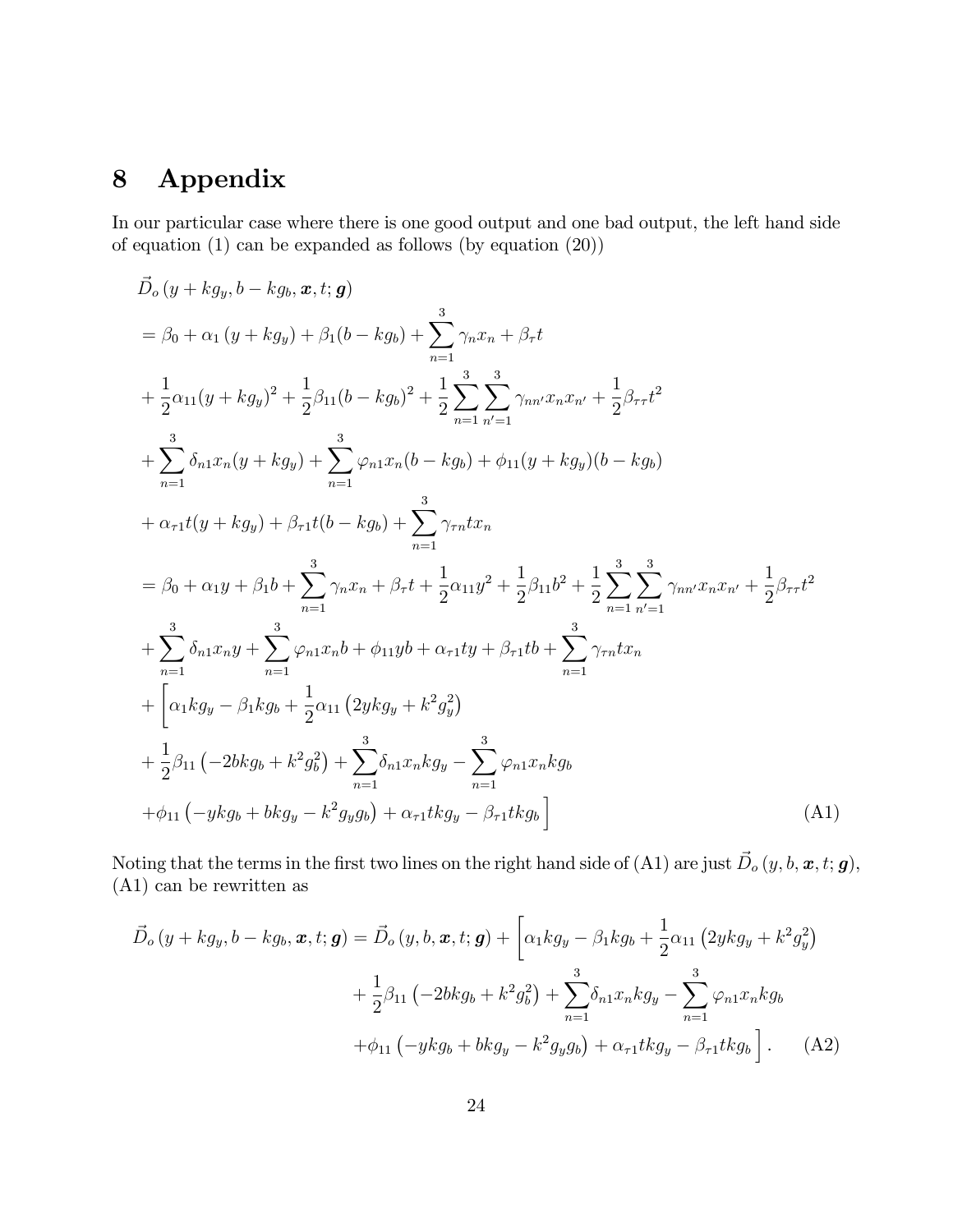# 8 Appendix

In our particular case where there is one good output and one bad output, the left hand side of equation (1) can be expanded as follows (by equation (20))

$$
\begin{aligned}
&\vec{D}_o\left(y+kg_y, b-kg_b, \boldsymbol{x}, t; \boldsymbol{g}\right) \\
&= \beta_0 + \alpha_1\left(y+kg_y\right) + \beta_1(b-kg_b) + \sum_{n=1}^{3}\gamma_n x_n + \beta_\tau t \\
&+ \frac{1}{2}\alpha_{11}(y+kg_y)^2 + \frac{1}{2}\beta_{11}(b-kg_b)^2 + \frac{1}{2}\sum_{n=1}^{3}\sum_{n'=1}^{3}\gamma_{nn'}x_n x_{n'} + \frac{1}{2}\beta_{\tau\tau}t^2 \\
&+ \sum_{n=1}^{3}\delta_{n1}x_n(y+kg_y) + \sum_{n=1}^{3}\varphi_{n1}x_n(b-kg_b) + \phi_{11}(y+kg_y)(b-kg_b) \\
&+ \alpha_{\tau 1}t(y+kg_y) + \beta_{\tau 1}t(b-kg_b) + \sum_{n=1}^{3}\gamma_{\tau n}t x_n \\
&= \beta_0 + \alpha_1 y + \beta_1 b + \sum_{n=1}^{3}\gamma_n x_n + \beta_\tau t + \frac{1}{2}\alpha_{11}y^2 + \frac{1}{2}\beta_{11}b^2 + \frac{1}{2}\sum_{n=1}^{3}\sum_{n'=1}^{3}\gamma_{nn'}x_n x_{n'} + \frac{1}{2}\beta_{\tau\tau}t^2 \\
&+ \sum_{n=1}^{3}\delta_{n1}x_n y + \sum_{n=1}^{3}\varphi_{n1}x_n b + \phi_{11}yb + \alpha_{\tau 1}ty + \beta_{\tau 1}tb + \sum_{n=1}^{3}\gamma_{\tau n}t x_n \\
&+ \Bigg[\alpha_1 kg_y - \beta_1 kg_b + \frac{1}{2}\alpha_{11}\left(2ykg_y + k^2 g_y^2\right) \\
&+ \frac{1}{2}\beta_{11}\left(-2bkg_b + k^2 g_b^2\right) + \sum_{n=1}^{3}\delta_{n1}x_n kg_y - \sum_{n=1}^{3}\varphi_{n1}x_n kg_b \\
&+ \phi_{11}\left(-ykg_b + bkg_y - k^2 g_y g_b\right) + \alpha_{\tau 1}tkg_y - \beta_{\tau 1}tkg_b\Bigg]
\end{aligned} \tag{A1}
$$

Noting that the terms in the first two lines on the right hand side of (A1) are just $\vec{D}_o\left(y, b, \boldsymbol{x}, t; \boldsymbol{g}\right)$, (A1) can be rewritten as

$$
\begin{aligned}
\vec{D}_o\left(y+kg_y, b-kg_b, \boldsymbol{x}, t; \boldsymbol{g}\right) = \vec{D}_o\left(y, b, \boldsymbol{x}, t; \boldsymbol{g}\right) &+ \Bigg[\alpha_1 kg_y - \beta_1 kg_b + \frac{1}{2}\alpha_{11}\left(2ykg_y + k^2 g_y^2\right) \\
&+ \frac{1}{2}\beta_{11}\left(-2bkg_b + k^2 g_b^2\right) + \sum_{n=1}^{3}\delta_{n1}x_n kg_y - \sum_{n=1}^{3}\varphi_{n1}x_n kg_b \\
&+ \phi_{11}\left(-ykg_b + bkg_y - k^2 g_y g_b\right) + \alpha_{\tau 1}tkg_y - \beta_{\tau 1}tkg_b\Bigg].
\end{aligned} \tag{A2}
$$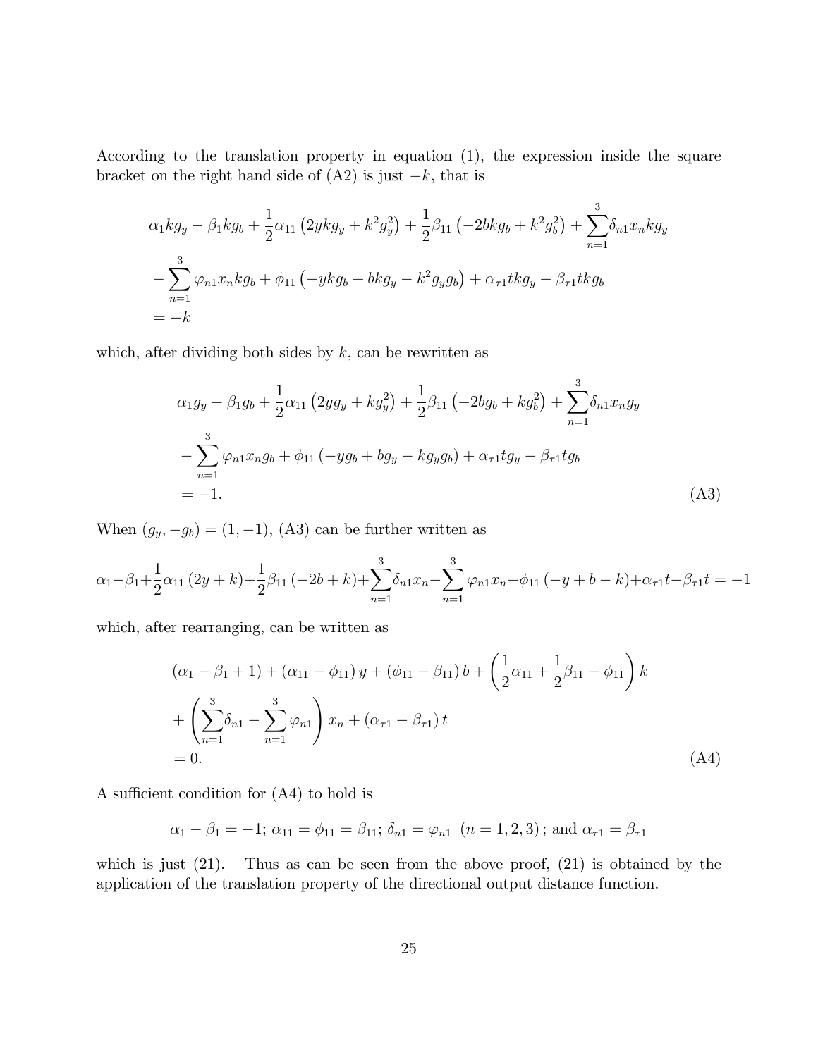According to the translation property in equation (1), the expression inside the square bracket on the right hand side of (A2) is just $-k$, that is

$$
\begin{aligned}
&\alpha_1 k g_y - \beta_1 k g_b + \frac{1}{2}\alpha_{11}\left(2yk g_y + k^2 g_y^2\right) + \frac{1}{2}\beta_{11}\left(-2bk g_b + k^2 g_b^2\right) + \sum_{n=1}^{3}\delta_{n1} x_n k g_y \\
&- \sum_{n=1}^{3}\varphi_{n1} x_n k g_b + \phi_{11}\left(-yk g_b + bk g_y - k^2 g_y g_b\right) + \alpha_{\tau 1} t k g_y - \beta_{\tau 1} t k g_b \\
&= -k
\end{aligned}
$$

which, after dividing both sides by $k$, can be rewritten as

$$
\begin{aligned}
&\alpha_1 g_y - \beta_1 g_b + \frac{1}{2}\alpha_{11}\left(2y g_y + k g_y^2\right) + \frac{1}{2}\beta_{11}\left(-2b g_b + k g_b^2\right) + \sum_{n=1}^{3}\delta_{n1} x_n g_y \\
&- \sum_{n=1}^{3}\varphi_{n1} x_n g_b + \phi_{11}\left(-y g_b + b g_y - k g_y g_b\right) + \alpha_{\tau 1} t g_y - \beta_{\tau 1} t g_b \\
&= -1. \qquad\qquad (A3)
\end{aligned}
$$

When $(g_y, -g_b) = (1, -1)$, (A3) can be further written as

$$
\alpha_1 - \beta_1 + \frac{1}{2}\alpha_{11}(2y + k) + \frac{1}{2}\beta_{11}(-2b + k) + \sum_{n=1}^{3}\delta_{n1} x_n - \sum_{n=1}^{3}\varphi_{n1} x_n + \phi_{11}(-y + b - k) + \alpha_{\tau 1} t - \beta_{\tau 1} t = -1
$$

which, after rearranging, can be written as

$$
\begin{aligned}
&(\alpha_1 - \beta_1 + 1) + (\alpha_{11} - \phi_{11})\, y + (\phi_{11} - \beta_{11})\, b + \left(\frac{1}{2}\alpha_{11} + \frac{1}{2}\beta_{11} - \phi_{11}\right) k \\
&+ \left(\sum_{n=1}^{3}\delta_{n1} - \sum_{n=1}^{3}\varphi_{n1}\right) x_n + (\alpha_{\tau 1} - \beta_{\tau 1})\, t \\
&= 0. \qquad\qquad (A4)
\end{aligned}
$$

A sufficient condition for (A4) to hold is

$$
\alpha_1 - \beta_1 = -1;\ \alpha_{11} = \phi_{11} = \beta_{11};\ \delta_{n1} = \varphi_{n1}\ \ (n = 1, 2, 3);\ \text{and}\ \alpha_{\tau 1} = \beta_{\tau 1}
$$

which is just (21). Thus as can be seen from the above proof, (21) is obtained by the application of the translation property of the directional output distance function.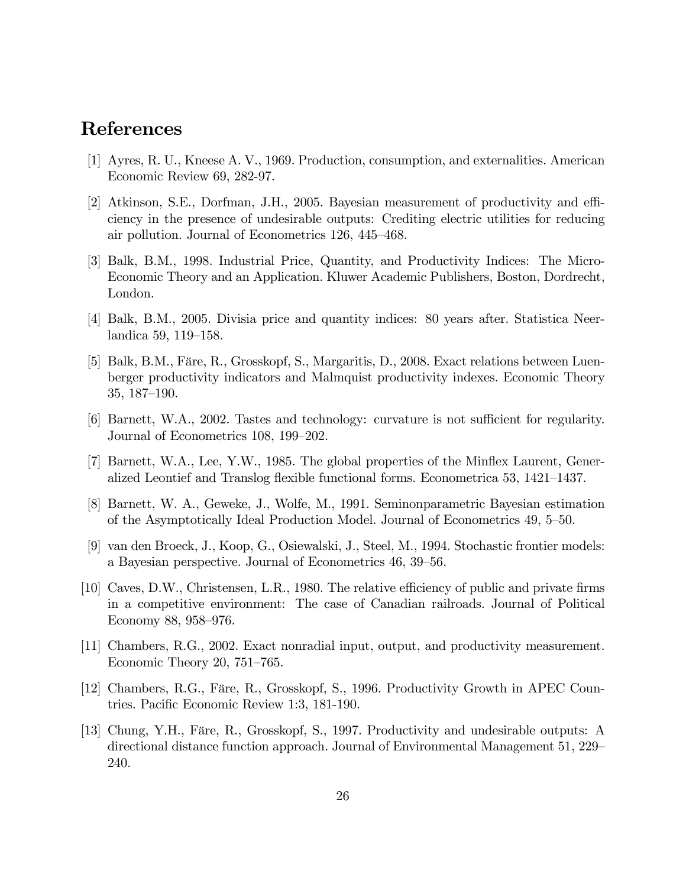# References

[1] Ayres, R. U., Kneese A. V., 1969. Production, consumption, and externalities. American Economic Review 69, 282-97.

[2] Atkinson, S.E., Dorfman, J.H., 2005. Bayesian measurement of productivity and efficiency in the presence of undesirable outputs: Crediting electric utilities for reducing air pollution. Journal of Econometrics 126, 445–468.

[3] Balk, B.M., 1998. Industrial Price, Quantity, and Productivity Indices: The Micro-Economic Theory and an Application. Kluwer Academic Publishers, Boston, Dordrecht, London.

[4] Balk, B.M., 2005. Divisia price and quantity indices: 80 years after. Statistica Neerlandica 59, 119–158.

[5] Balk, B.M., Färe, R., Grosskopf, S., Margaritis, D., 2008. Exact relations between Luenberger productivity indicators and Malmquist productivity indexes. Economic Theory 35, 187–190.

[6] Barnett, W.A., 2002. Tastes and technology: curvature is not sufficient for regularity. Journal of Econometrics 108, 199–202.

[7] Barnett, W.A., Lee, Y.W., 1985. The global properties of the Minflex Laurent, Generalized Leontief and Translog flexible functional forms. Econometrica 53, 1421–1437.

[8] Barnett, W. A., Geweke, J., Wolfe, M., 1991. Seminonparametric Bayesian estimation of the Asymptotically Ideal Production Model. Journal of Econometrics 49, 5–50.

[9] van den Broeck, J., Koop, G., Osiewalski, J., Steel, M., 1994. Stochastic frontier models: a Bayesian perspective. Journal of Econometrics 46, 39–56.

[10] Caves, D.W., Christensen, L.R., 1980. The relative efficiency of public and private firms in a competitive environment: The case of Canadian railroads. Journal of Political Economy 88, 958–976.

[11] Chambers, R.G., 2002. Exact nonradial input, output, and productivity measurement. Economic Theory 20, 751–765.

[12] Chambers, R.G., Färe, R., Grosskopf, S., 1996. Productivity Growth in APEC Countries. Pacific Economic Review 1:3, 181-190.

[13] Chung, Y.H., Färe, R., Grosskopf, S., 1997. Productivity and undesirable outputs: A directional distance function approach. Journal of Environmental Management 51, 229–240.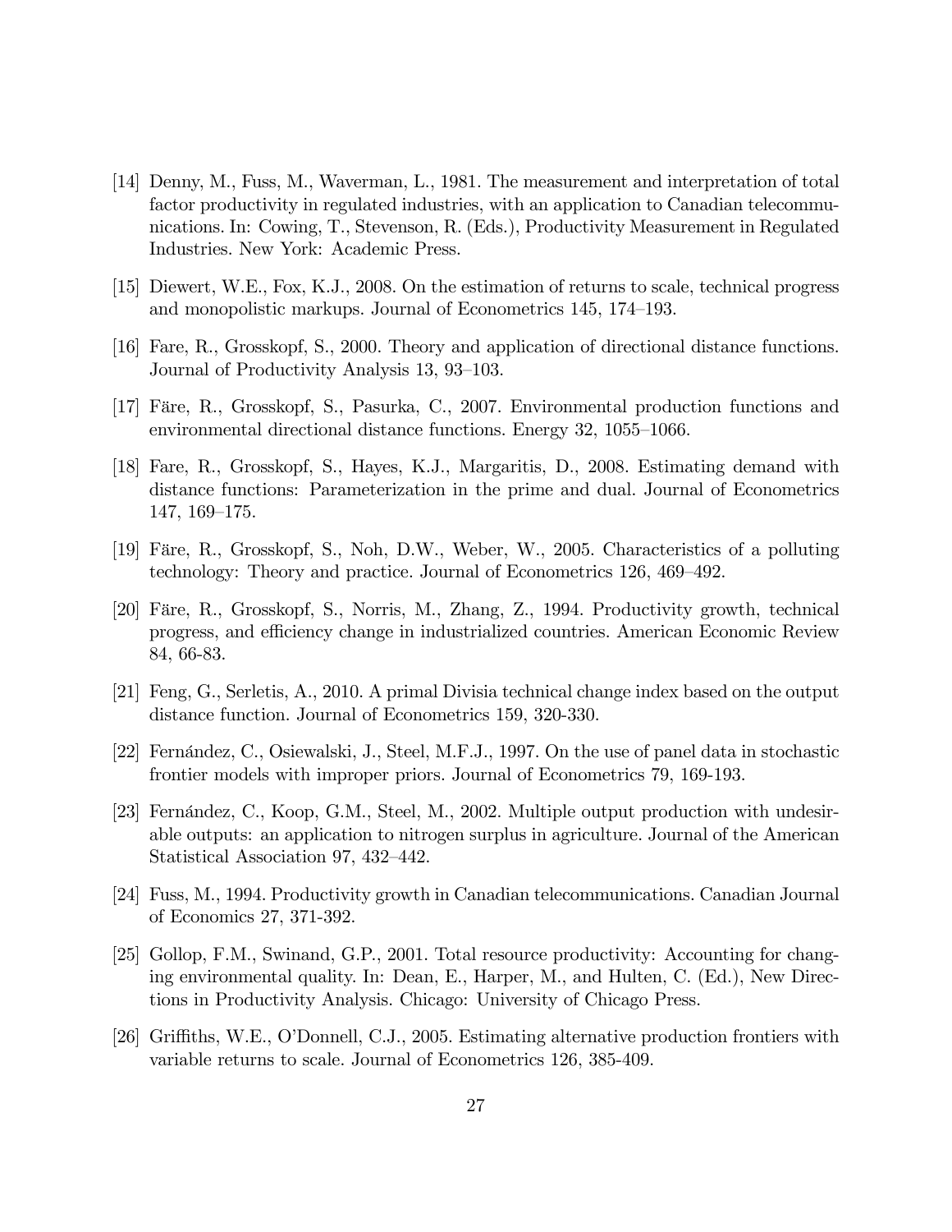[14] Denny, M., Fuss, M., Waverman, L., 1981. The measurement and interpretation of total factor productivity in regulated industries, with an application to Canadian telecommunications. In: Cowing, T., Stevenson, R. (Eds.), Productivity Measurement in Regulated Industries. New York: Academic Press.

[15] Diewert, W.E., Fox, K.J., 2008. On the estimation of returns to scale, technical progress and monopolistic markups. Journal of Econometrics 145, 174–193.

[16] Fare, R., Grosskopf, S., 2000. Theory and application of directional distance functions. Journal of Productivity Analysis 13, 93–103.

[17] Färe, R., Grosskopf, S., Pasurka, C., 2007. Environmental production functions and environmental directional distance functions. Energy 32, 1055–1066.

[18] Fare, R., Grosskopf, S., Hayes, K.J., Margaritis, D., 2008. Estimating demand with distance functions: Parameterization in the prime and dual. Journal of Econometrics 147, 169–175.

[19] Färe, R., Grosskopf, S., Noh, D.W., Weber, W., 2005. Characteristics of a polluting technology: Theory and practice. Journal of Econometrics 126, 469–492.

[20] Färe, R., Grosskopf, S., Norris, M., Zhang, Z., 1994. Productivity growth, technical progress, and efficiency change in industrialized countries. American Economic Review 84, 66-83.

[21] Feng, G., Serletis, A., 2010. A primal Divisia technical change index based on the output distance function. Journal of Econometrics 159, 320-330.

[22] Fernández, C., Osiewalski, J., Steel, M.F.J., 1997. On the use of panel data in stochastic frontier models with improper priors. Journal of Econometrics 79, 169-193.

[23] Fernández, C., Koop, G.M., Steel, M., 2002. Multiple output production with undesirable outputs: an application to nitrogen surplus in agriculture. Journal of the American Statistical Association 97, 432–442.

[24] Fuss, M., 1994. Productivity growth in Canadian telecommunications. Canadian Journal of Economics 27, 371-392.

[25] Gollop, F.M., Swinand, G.P., 2001. Total resource productivity: Accounting for changing environmental quality. In: Dean, E., Harper, M., and Hulten, C. (Ed.), New Directions in Productivity Analysis. Chicago: University of Chicago Press.

[26] Griffiths, W.E., O'Donnell, C.J., 2005. Estimating alternative production frontiers with variable returns to scale. Journal of Econometrics 126, 385-409.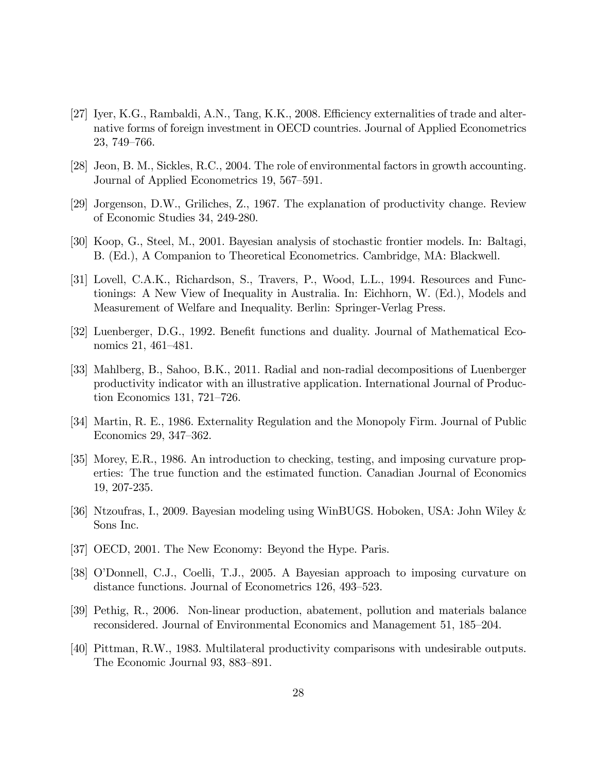[27] Iyer, K.G., Rambaldi, A.N., Tang, K.K., 2008. Efficiency externalities of trade and alternative forms of foreign investment in OECD countries. Journal of Applied Econometrics 23, 749–766.

[28] Jeon, B. M., Sickles, R.C., 2004. The role of environmental factors in growth accounting. Journal of Applied Econometrics 19, 567–591.

[29] Jorgenson, D.W., Griliches, Z., 1967. The explanation of productivity change. Review of Economic Studies 34, 249-280.

[30] Koop, G., Steel, M., 2001. Bayesian analysis of stochastic frontier models. In: Baltagi, B. (Ed.), A Companion to Theoretical Econometrics. Cambridge, MA: Blackwell.

[31] Lovell, C.A.K., Richardson, S., Travers, P., Wood, L.L., 1994. Resources and Functionings: A New View of Inequality in Australia. In: Eichhorn, W. (Ed.), Models and Measurement of Welfare and Inequality. Berlin: Springer-Verlag Press.

[32] Luenberger, D.G., 1992. Benefit functions and duality. Journal of Mathematical Economics 21, 461–481.

[33] Mahlberg, B., Sahoo, B.K., 2011. Radial and non-radial decompositions of Luenberger productivity indicator with an illustrative application. International Journal of Production Economics 131, 721–726.

[34] Martin, R. E., 1986. Externality Regulation and the Monopoly Firm. Journal of Public Economics 29, 347–362.

[35] Morey, E.R., 1986. An introduction to checking, testing, and imposing curvature properties: The true function and the estimated function. Canadian Journal of Economics 19, 207-235.

[36] Ntzoufras, I., 2009. Bayesian modeling using WinBUGS. Hoboken, USA: John Wiley & Sons Inc.

[37] OECD, 2001. The New Economy: Beyond the Hype. Paris.

[38] O'Donnell, C.J., Coelli, T.J., 2005. A Bayesian approach to imposing curvature on distance functions. Journal of Econometrics 126, 493–523.

[39] Pethig, R., 2006. Non-linear production, abatement, pollution and materials balance reconsidered. Journal of Environmental Economics and Management 51, 185–204.

[40] Pittman, R.W., 1983. Multilateral productivity comparisons with undesirable outputs. The Economic Journal 93, 883–891.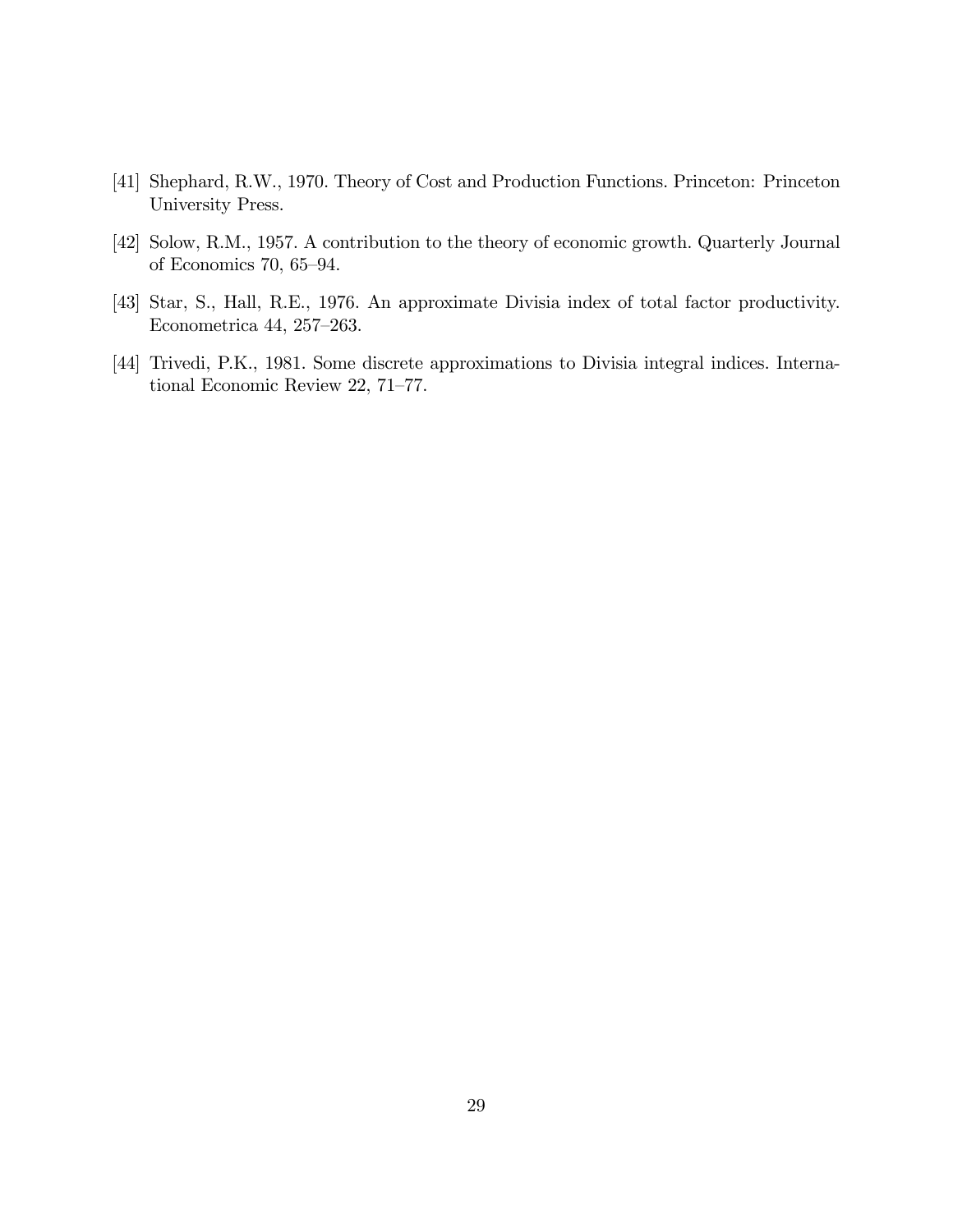[41] Shephard, R.W., 1970. Theory of Cost and Production Functions. Princeton: Princeton University Press.

[42] Solow, R.M., 1957. A contribution to the theory of economic growth. Quarterly Journal of Economics 70, 65–94.

[43] Star, S., Hall, R.E., 1976. An approximate Divisia index of total factor productivity. Econometrica 44, 257–263.

[44] Trivedi, P.K., 1981. Some discrete approximations to Divisia integral indices. International Economic Review 22, 71–77.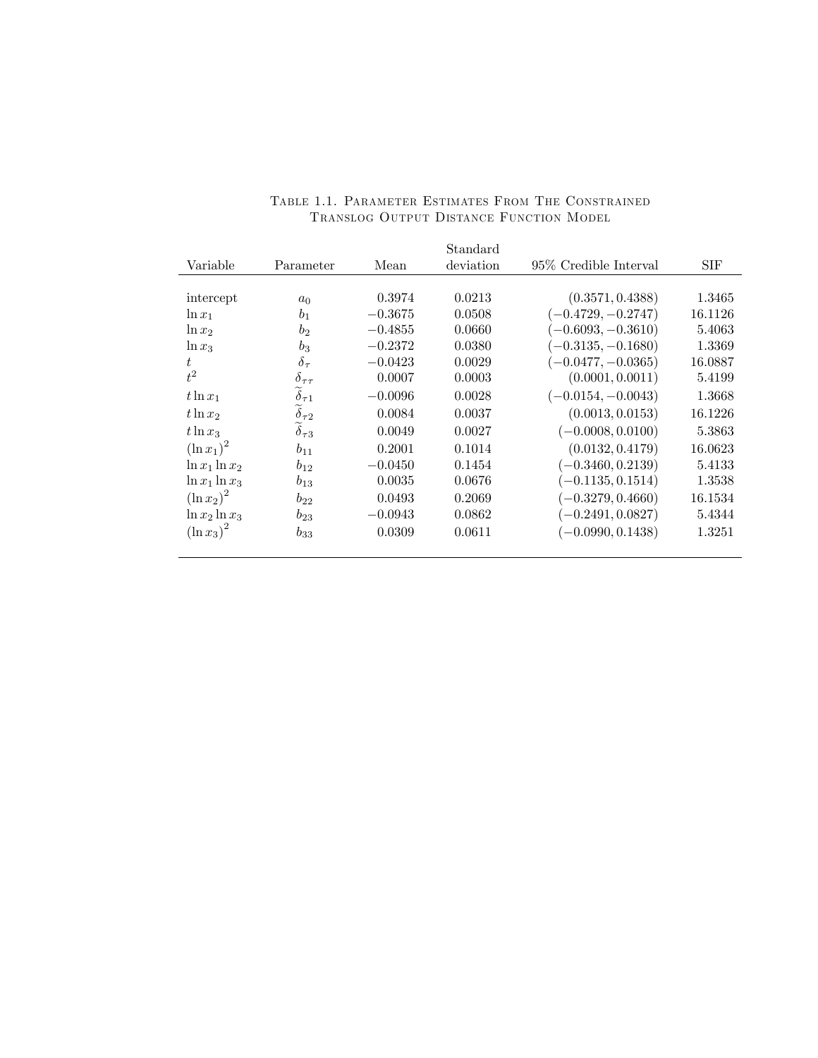Table 1.1. Parameter Estimates From The Constrained Translog Output Distance Function Model

| Variable | Parameter | Mean | Standard deviation | 95% Credible Interval | SIF |
|---|---|---|---|---|---|
| intercept | $a_0$ | 0.3974 | 0.0213 | $(0.3571, 0.4388)$ | 1.3465 |
| $\ln x_1$ | $b_1$ | $-0.3675$ | 0.0508 | $(-0.4729, -0.2747)$ | 16.1126 |
| $\ln x_2$ | $b_2$ | $-0.4855$ | 0.0660 | $(-0.6093, -0.3610)$ | 5.4063 |
| $\ln x_3$ | $b_3$ | $-0.2372$ | 0.0380 | $(-0.3135, -0.1680)$ | 1.3369 |
| $t$ | $\delta_\tau$ | $-0.0423$ | 0.0029 | $(-0.0477, -0.0365)$ | 16.0887 |
| $t^2$ | $\delta_{\tau\tau}$ | 0.0007 | 0.0003 | $(0.0001, 0.0011)$ | 5.4199 |
| $t \ln x_1$ | $\widetilde{\delta}_{\tau 1}$ | $-0.0096$ | 0.0028 | $(-0.0154, -0.0043)$ | 1.3668 |
| $t \ln x_2$ | $\widetilde{\delta}_{\tau 2}$ | 0.0084 | 0.0037 | $(0.0013, 0.0153)$ | 16.1226 |
| $t \ln x_3$ | $\widetilde{\delta}_{\tau 3}$ | 0.0049 | 0.0027 | $(-0.0008, 0.0100)$ | 5.3863 |
| $(\ln x_1)^2$ | $b_{11}$ | 0.2001 | 0.1014 | $(0.0132, 0.4179)$ | 16.0623 |
| $\ln x_1 \ln x_2$ | $b_{12}$ | $-0.0450$ | 0.1454 | $(-0.3460, 0.2139)$ | 5.4133 |
| $\ln x_1 \ln x_3$ | $b_{13}$ | 0.0035 | 0.0676 | $(-0.1135, 0.1514)$ | 1.3538 |
| $(\ln x_2)^2$ | $b_{22}$ | 0.0493 | 0.2069 | $(-0.3279, 0.4660)$ | 16.1534 |
| $\ln x_2 \ln x_3$ | $b_{23}$ | $-0.0943$ | 0.0862 | $(-0.2491, 0.0827)$ | 5.4344 |
| $(\ln x_3)^2$ | $b_{33}$ | 0.0309 | 0.0611 | $(-0.0990, 0.1438)$ | 1.3251 |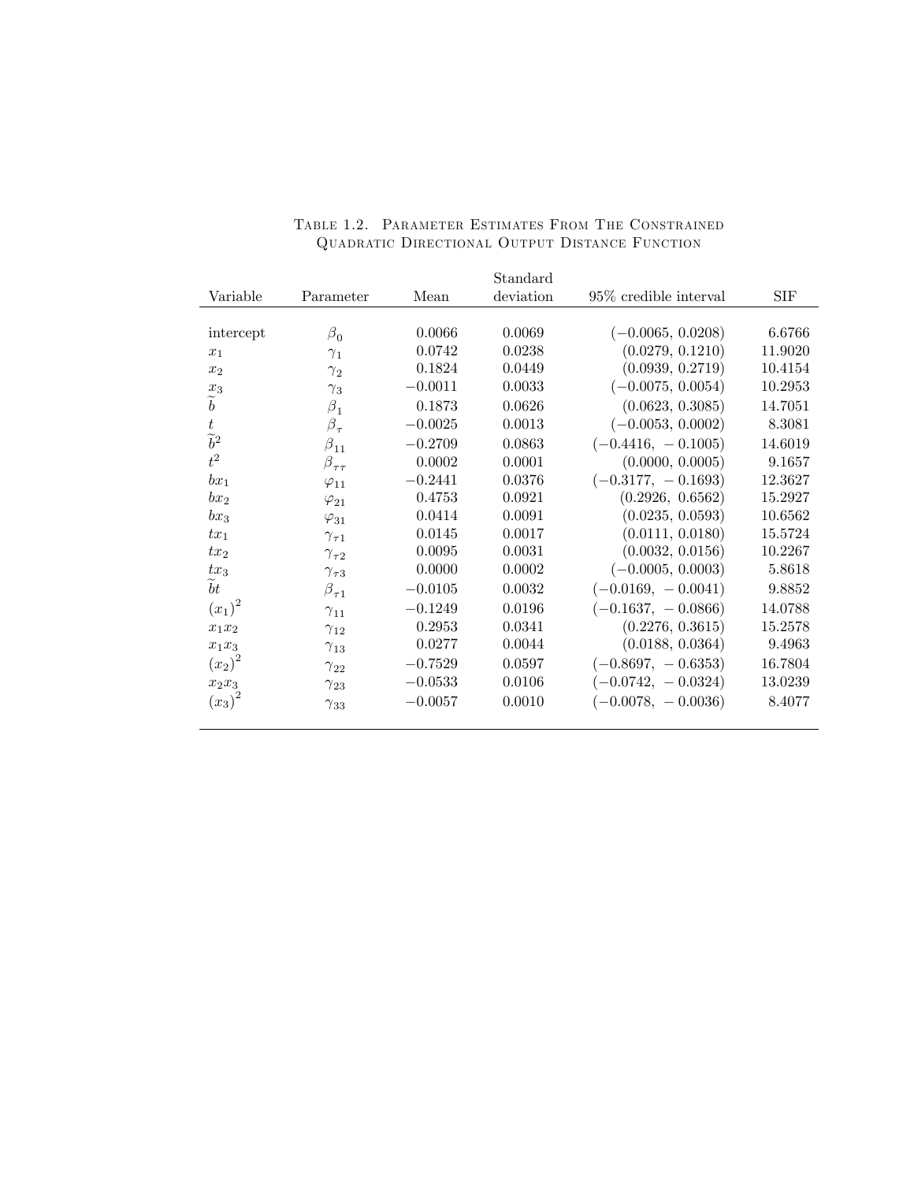Table 1.2. Parameter Estimates From The Constrained Quadratic Directional Output Distance Function

| Variable | Parameter | Mean | Standard deviation | 95% credible interval | SIF |
|---|---|---|---|---|---|
| intercept | $\beta_0$ | 0.0066 | 0.0069 | $(-0.0065, 0.0208)$ | 6.6766 |
| $x_1$ | $\gamma_1$ | 0.0742 | 0.0238 | $(0.0279, 0.1210)$ | 11.9020 |
| $x_2$ | $\gamma_2$ | 0.1824 | 0.0449 | $(0.0939, 0.2719)$ | 10.4154 |
| $x_3$ | $\gamma_3$ | $-0.0011$ | 0.0033 | $(-0.0075, 0.0054)$ | 10.2953 |
| $\widetilde{b}$ | $\beta_1$ | 0.1873 | 0.0626 | $(0.0623, 0.3085)$ | 14.7051 |
| $t$ | $\beta_\tau$ | $-0.0025$ | 0.0013 | $(-0.0053, 0.0002)$ | 8.3081 |
| $\widetilde{b}^2$ | $\beta_{11}$ | $-0.2709$ | 0.0863 | $(-0.4416, -0.1005)$ | 14.6019 |
| $t^2$ | $\beta_{\tau\tau}$ | 0.0002 | 0.0001 | $(0.0000, 0.0005)$ | 9.1657 |
| $bx_1$ | $\varphi_{11}$ | $-0.2441$ | 0.0376 | $(-0.3177, -0.1693)$ | 12.3627 |
| $bx_2$ | $\varphi_{21}$ | 0.4753 | 0.0921 | $(0.2926, 0.6562)$ | 15.2927 |
| $bx_3$ | $\varphi_{31}$ | 0.0414 | 0.0091 | $(0.0235, 0.0593)$ | 10.6562 |
| $tx_1$ | $\gamma_{\tau 1}$ | 0.0145 | 0.0017 | $(0.0111, 0.0180)$ | 15.5724 |
| $tx_2$ | $\gamma_{\tau 2}$ | 0.0095 | 0.0031 | $(0.0032, 0.0156)$ | 10.2267 |
| $tx_3$ | $\gamma_{\tau 3}$ | 0.0000 | 0.0002 | $(-0.0005, 0.0003)$ | 5.8618 |
| $\widetilde{b}t$ | $\beta_{\tau 1}$ | $-0.0105$ | 0.0032 | $(-0.0169, -0.0041)$ | 9.8852 |
| $(x_1)^2$ | $\gamma_{11}$ | $-0.1249$ | 0.0196 | $(-0.1637, -0.0866)$ | 14.0788 |
| $x_1x_2$ | $\gamma_{12}$ | 0.2953 | 0.0341 | $(0.2276, 0.3615)$ | 15.2578 |
| $x_1x_3$ | $\gamma_{13}$ | 0.0277 | 0.0044 | $(0.0188, 0.0364)$ | 9.4963 |
| $(x_2)^2$ | $\gamma_{22}$ | $-0.7529$ | 0.0597 | $(-0.8697, -0.6353)$ | 16.7804 |
| $x_2x_3$ | $\gamma_{23}$ | $-0.0533$ | 0.0106 | $(-0.0742, -0.0324)$ | 13.0239 |
| $(x_3)^2$ | $\gamma_{33}$ | $-0.0057$ | 0.0010 | $(-0.0078, -0.0036)$ | 8.4077 |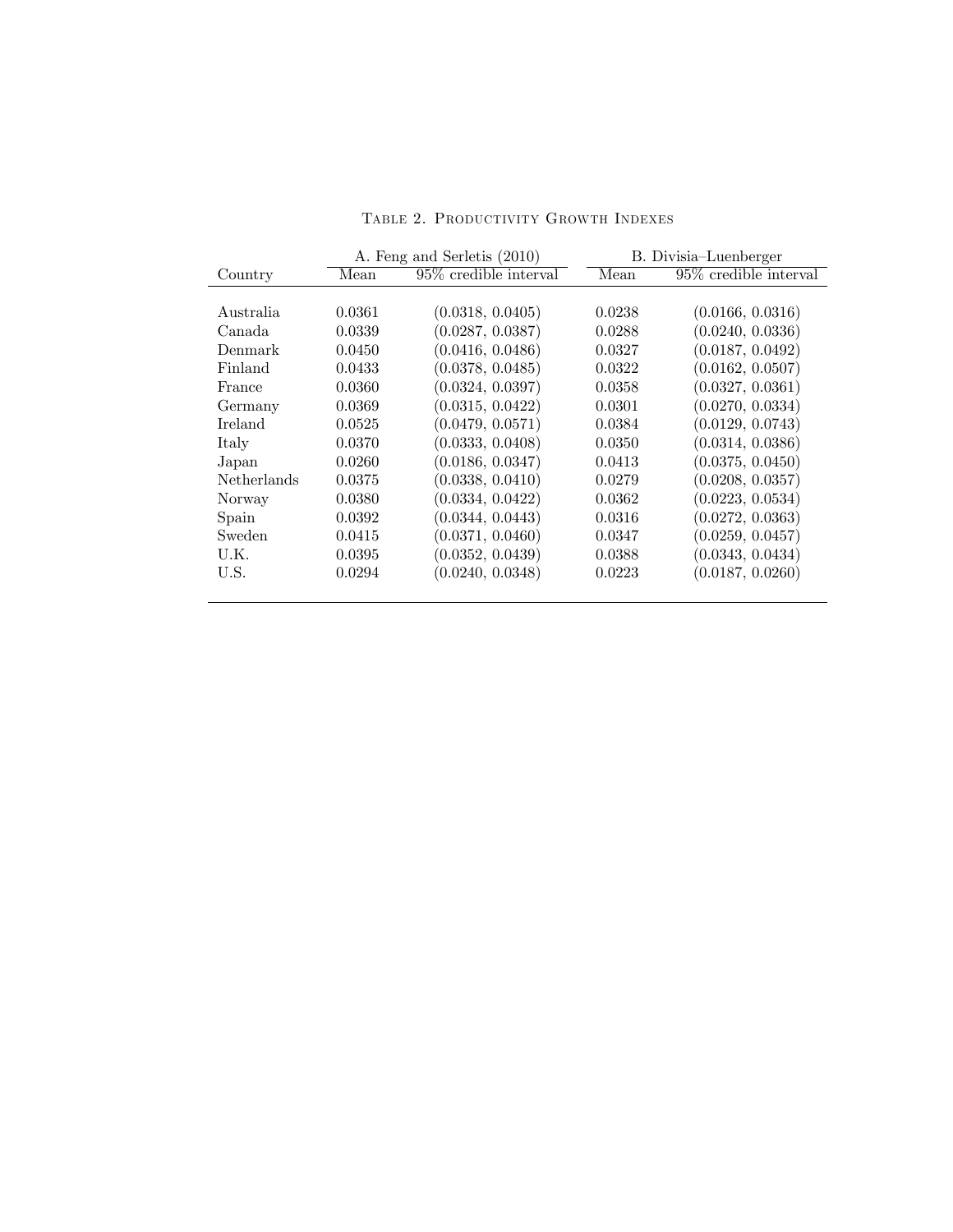Table 2. Productivity Growth Indexes

| | A. Feng and Serletis (2010) | | B. Divisia–Luenberger | |
|---|---|---|---|---|
| Country | Mean | 95% credible interval | Mean | 95% credible interval |
| Australia | 0.0361 | (0.0318, 0.0405) | 0.0238 | (0.0166, 0.0316) |
| Canada | 0.0339 | (0.0287, 0.0387) | 0.0288 | (0.0240, 0.0336) |
| Denmark | 0.0450 | (0.0416, 0.0486) | 0.0327 | (0.0187, 0.0492) |
| Finland | 0.0433 | (0.0378, 0.0485) | 0.0322 | (0.0162, 0.0507) |
| France | 0.0360 | (0.0324, 0.0397) | 0.0358 | (0.0327, 0.0361) |
| Germany | 0.0369 | (0.0315, 0.0422) | 0.0301 | (0.0270, 0.0334) |
| Ireland | 0.0525 | (0.0479, 0.0571) | 0.0384 | (0.0129, 0.0743) |
| Italy | 0.0370 | (0.0333, 0.0408) | 0.0350 | (0.0314, 0.0386) |
| Japan | 0.0260 | (0.0186, 0.0347) | 0.0413 | (0.0375, 0.0450) |
| Netherlands | 0.0375 | (0.0338, 0.0410) | 0.0279 | (0.0208, 0.0357) |
| Norway | 0.0380 | (0.0334, 0.0422) | 0.0362 | (0.0223, 0.0534) |
| Spain | 0.0392 | (0.0344, 0.0443) | 0.0316 | (0.0272, 0.0363) |
| Sweden | 0.0415 | (0.0371, 0.0460) | 0.0347 | (0.0259, 0.0457) |
| U.K. | 0.0395 | (0.0352, 0.0439) | 0.0388 | (0.0343, 0.0434) |
| U.S. | 0.0294 | (0.0240, 0.0348) | 0.0223 | (0.0187, 0.0260) |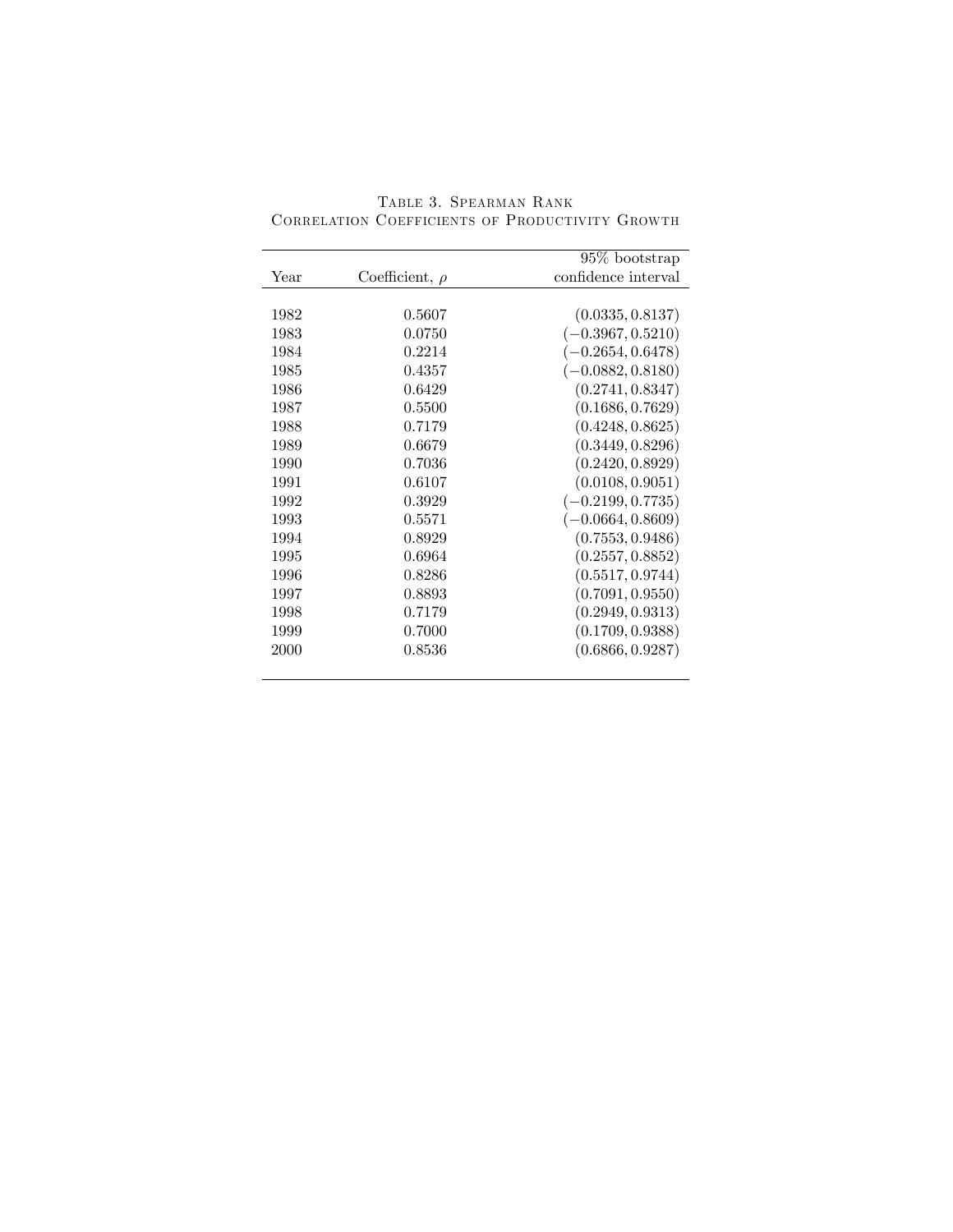Table 3. Spearman Rank Correlation Coefficients of Productivity Growth

| Year | Coefficient, $\rho$ | 95% bootstrap confidence interval |
|---|---|---|
| 1982 | 0.5607 | $(0.0335, 0.8137)$ |
| 1983 | 0.0750 | $(-0.3967, 0.5210)$ |
| 1984 | 0.2214 | $(-0.2654, 0.6478)$ |
| 1985 | 0.4357 | $(-0.0882, 0.8180)$ |
| 1986 | 0.6429 | $(0.2741, 0.8347)$ |
| 1987 | 0.5500 | $(0.1686, 0.7629)$ |
| 1988 | 0.7179 | $(0.4248, 0.8625)$ |
| 1989 | 0.6679 | $(0.3449, 0.8296)$ |
| 1990 | 0.7036 | $(0.2420, 0.8929)$ |
| 1991 | 0.6107 | $(0.0108, 0.9051)$ |
| 1992 | 0.3929 | $(-0.2199, 0.7735)$ |
| 1993 | 0.5571 | $(-0.0664, 0.8609)$ |
| 1994 | 0.8929 | $(0.7553, 0.9486)$ |
| 1995 | 0.6964 | $(0.2557, 0.8852)$ |
| 1996 | 0.8286 | $(0.5517, 0.9744)$ |
| 1997 | 0.8893 | $(0.7091, 0.9550)$ |
| 1998 | 0.7179 | $(0.2949, 0.9313)$ |
| 1999 | 0.7000 | $(0.1709, 0.9388)$ |
| 2000 | 0.8536 | $(0.6866, 0.9287)$ |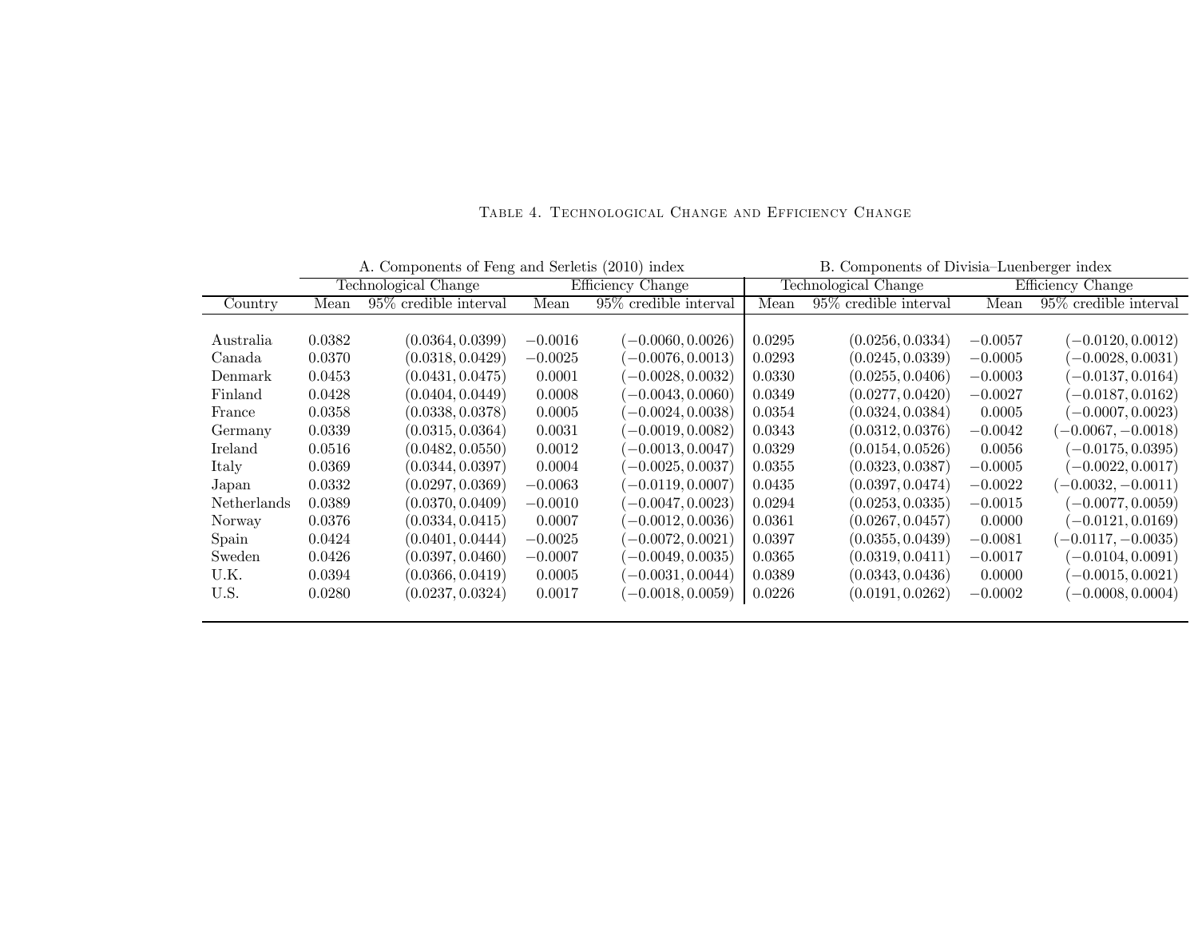Table 4. Technological Change and Efficiency Change

| | A. Components of Feng and Serletis (2010) index | | | | B. Components of Divisia–Luenberger index | | | |
|---|---|---|---|---|---|---|---|---|
| | Technological Change | | Efficiency Change | | Technological Change | | Efficiency Change | |
| Country | Mean | 95% credible interval | Mean | 95% credible interval | Mean | 95% credible interval | Mean | 95% credible interval |
| Australia | 0.0382 | (0.0364, 0.0399) | −0.0016 | (−0.0060, 0.0026) | 0.0295 | (0.0256, 0.0334) | −0.0057 | (−0.0120, 0.0012) |
| Canada | 0.0370 | (0.0318, 0.0429) | −0.0025 | (−0.0076, 0.0013) | 0.0293 | (0.0245, 0.0339) | −0.0005 | (−0.0028, 0.0031) |
| Denmark | 0.0453 | (0.0431, 0.0475) | 0.0001 | (−0.0028, 0.0032) | 0.0330 | (0.0255, 0.0406) | −0.0003 | (−0.0137, 0.0164) |
| Finland | 0.0428 | (0.0404, 0.0449) | 0.0008 | (−0.0043, 0.0060) | 0.0349 | (0.0277, 0.0420) | −0.0027 | (−0.0187, 0.0162) |
| France | 0.0358 | (0.0338, 0.0378) | 0.0005 | (−0.0024, 0.0038) | 0.0354 | (0.0324, 0.0384) | 0.0005 | (−0.0007, 0.0023) |
| Germany | 0.0339 | (0.0315, 0.0364) | 0.0031 | (−0.0019, 0.0082) | 0.0343 | (0.0312, 0.0376) | −0.0042 | (−0.0067, −0.0018) |
| Ireland | 0.0516 | (0.0482, 0.0550) | 0.0012 | (−0.0013, 0.0047) | 0.0329 | (0.0154, 0.0526) | 0.0056 | (−0.0175, 0.0395) |
| Italy | 0.0369 | (0.0344, 0.0397) | 0.0004 | (−0.0025, 0.0037) | 0.0355 | (0.0323, 0.0387) | −0.0005 | (−0.0022, 0.0017) |
| Japan | 0.0332 | (0.0297, 0.0369) | −0.0063 | (−0.0119, 0.0007) | 0.0435 | (0.0397, 0.0474) | −0.0022 | (−0.0032, −0.0011) |
| Netherlands | 0.0389 | (0.0370, 0.0409) | −0.0010 | (−0.0047, 0.0023) | 0.0294 | (0.0253, 0.0335) | −0.0015 | (−0.0077, 0.0059) |
| Norway | 0.0376 | (0.0334, 0.0415) | 0.0007 | (−0.0012, 0.0036) | 0.0361 | (0.0267, 0.0457) | 0.0000 | (−0.0121, 0.0169) |
| Spain | 0.0424 | (0.0401, 0.0444) | −0.0025 | (−0.0072, 0.0021) | 0.0397 | (0.0355, 0.0439) | −0.0081 | (−0.0117, −0.0035) |
| Sweden | 0.0426 | (0.0397, 0.0460) | −0.0007 | (−0.0049, 0.0035) | 0.0365 | (0.0319, 0.0411) | −0.0017 | (−0.0104, 0.0091) |
| U.K. | 0.0394 | (0.0366, 0.0419) | 0.0005 | (−0.0031, 0.0044) | 0.0389 | (0.0343, 0.0436) | 0.0000 | (−0.0015, 0.0021) |
| U.S. | 0.0280 | (0.0237, 0.0324) | 0.0017 | (−0.0018, 0.0059) | 0.0226 | (0.0191, 0.0262) | −0.0002 | (−0.0008, 0.0004) |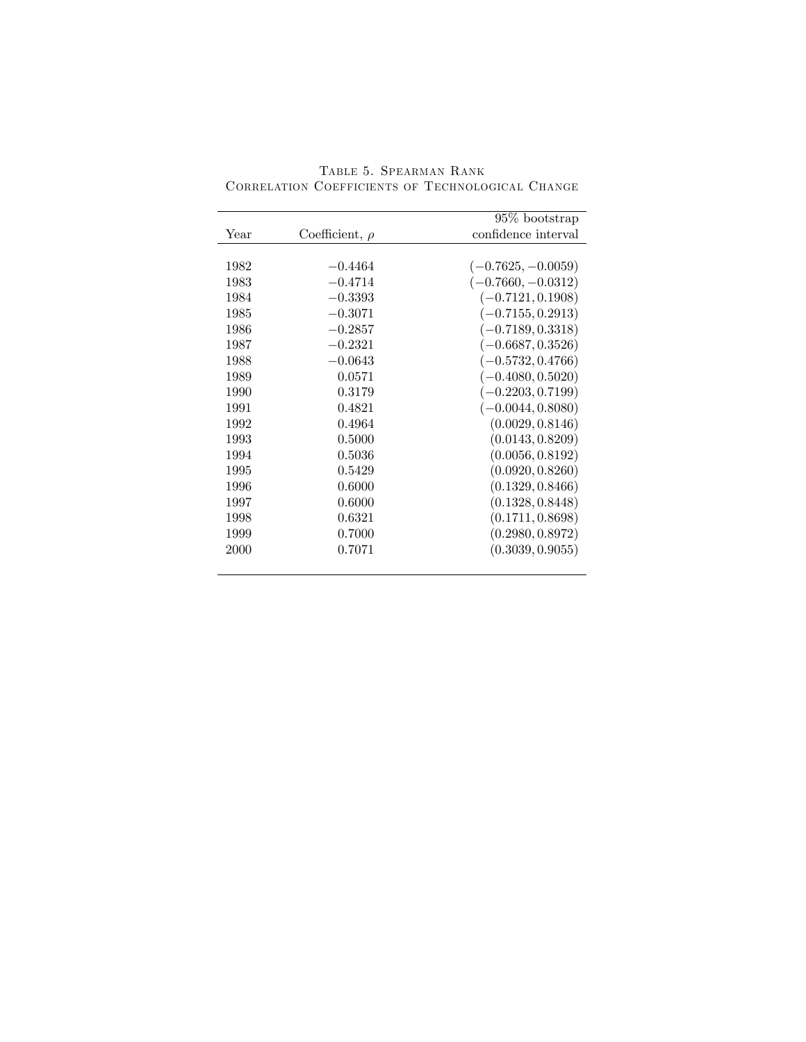Table 5. Spearman Rank Correlation Coefficients of Technological Change

| Year | Coefficient, $\rho$ | 95% bootstrap confidence interval |
|---|---|---|
| 1982 | $-0.4464$ | $(-0.7625, -0.0059)$ |
| 1983 | $-0.4714$ | $(-0.7660, -0.0312)$ |
| 1984 | $-0.3393$ | $(-0.7121, 0.1908)$ |
| 1985 | $-0.3071$ | $(-0.7155, 0.2913)$ |
| 1986 | $-0.2857$ | $(-0.7189, 0.3318)$ |
| 1987 | $-0.2321$ | $(-0.6687, 0.3526)$ |
| 1988 | $-0.0643$ | $(-0.5732, 0.4766)$ |
| 1989 | $0.0571$ | $(-0.4080, 0.5020)$ |
| 1990 | $0.3179$ | $(-0.2203, 0.7199)$ |
| 1991 | $0.4821$ | $(-0.0044, 0.8080)$ |
| 1992 | $0.4964$ | $(0.0029, 0.8146)$ |
| 1993 | $0.5000$ | $(0.0143, 0.8209)$ |
| 1994 | $0.5036$ | $(0.0056, 0.8192)$ |
| 1995 | $0.5429$ | $(0.0920, 0.8260)$ |
| 1996 | $0.6000$ | $(0.1329, 0.8466)$ |
| 1997 | $0.6000$ | $(0.1328, 0.8448)$ |
| 1998 | $0.6321$ | $(0.1711, 0.8698)$ |
| 1999 | $0.7000$ | $(0.2980, 0.8972)$ |
| 2000 | $0.7071$ | $(0.3039, 0.9055)$ |